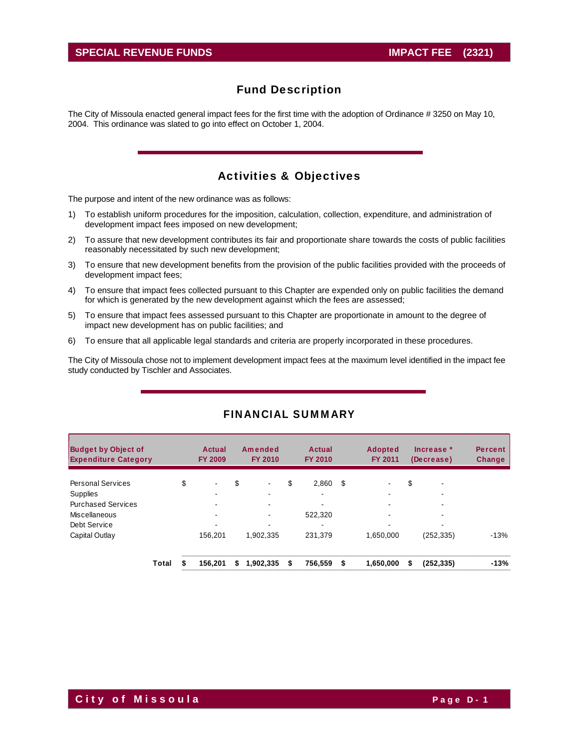# SPECIAL REVENUE FUNDS — IMPACT FEE (2321)

## Fund Description

The City of Missoula enacted general impact fees for the first time with the adoption of Ordinance # 3250 on May 10, 2004. This ordinance was slated to go into effect on October 1, 2004.

## Activities & Objectives

The purpose and intent of the new ordinance was as follows:

1) To establish uniform procedures for the imposition, calculation, collection, expenditure, and administration of development impact fees imposed on new development;
2) To assure that new development contributes its fair and proportionate share towards the costs of public facilities reasonably necessitated by such new development;
3) To ensure that new development benefits from the provision of the public facilities provided with the proceeds of development impact fees;
4) To ensure that impact fees collected pursuant to this Chapter are expended only on public facilities the demand for which is generated by the new development against which the fees are assessed;
5) To ensure that impact fees assessed pursuant to this Chapter are proportionate in amount to the degree of impact new development has on public facilities; and
6) To ensure that all applicable legal standards and criteria are properly incorporated in these procedures.

The City of Missoula chose not to implement development impact fees at the maximum level identified in the impact fee study conducted by Tischler and Associates.

## FINANCIAL SUMMARY

| Budget by Object of Expenditure Category | Actual FY 2009 | Amended FY 2010 | Actual FY 2010 | Adopted FY 2011 | Increase * (Decrease) | Percent Change |
|---|---|---|---|---|---|---|
| Personal Services | $ - | $ - | $ 2,860 | $ - | $ - | |
| Supplies | - | - | - | - | - | |
| Purchased Services | - | - | - | - | - | |
| Miscellaneous | - | - | 522,320 | - | - | |
| Debt Service | - | - | - | - | - | |
| Capital Outlay | 156,201 | 1,902,335 | 231,379 | 1,650,000 | (252,335) | -13% |
| **Total** | **$ 156,201** | **$ 1,902,335** | **$ 756,559** | **$ 1,650,000** | **$ (252,335)** | **-13%** |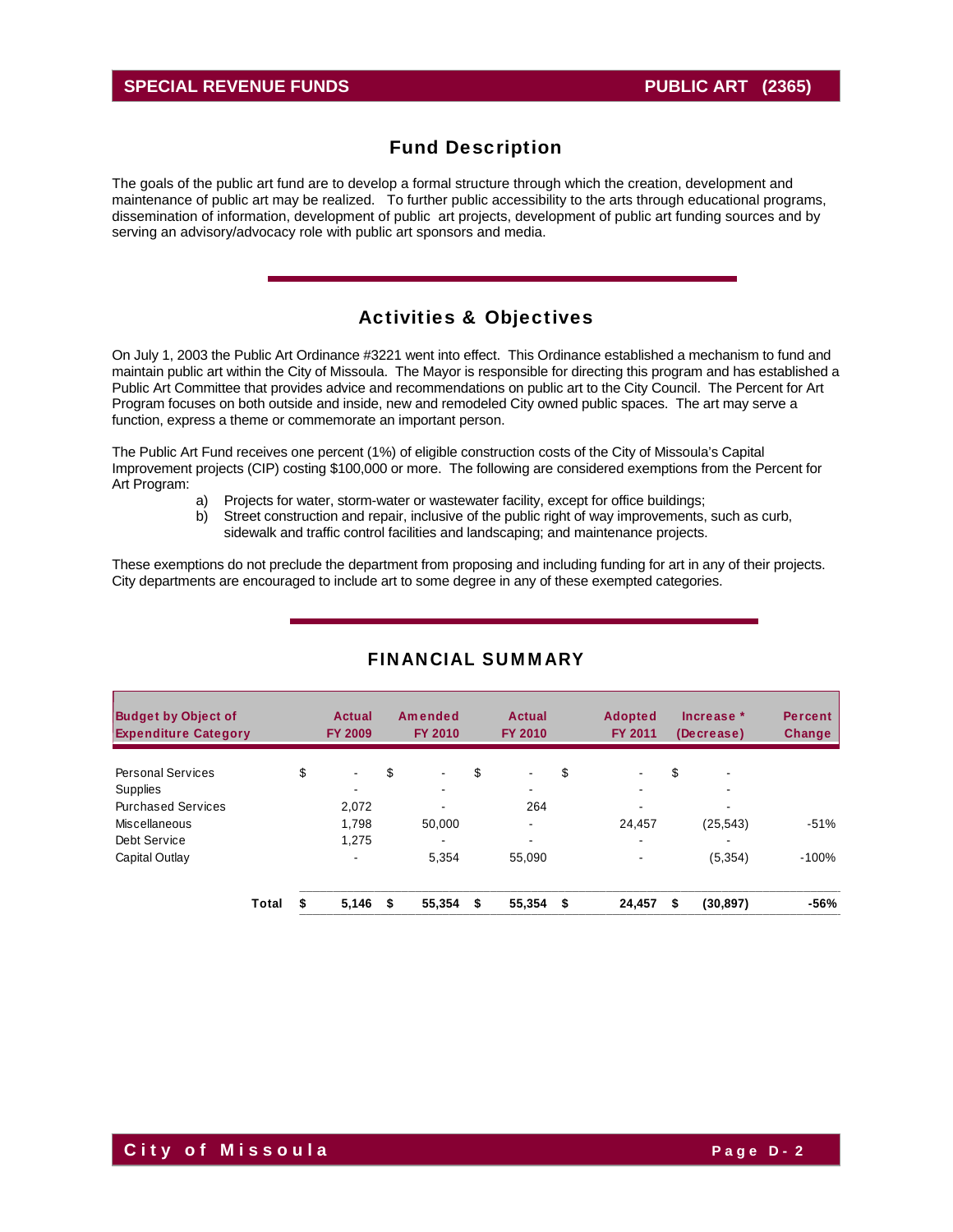## SPECIAL REVENUE FUNDS — PUBLIC ART (2365)

### Fund Description

The goals of the public art fund are to develop a formal structure through which the creation, development and maintenance of public art may be realized. To further public accessibility to the arts through educational programs, dissemination of information, development of public art projects, development of public art funding sources and by serving an advisory/advocacy role with public art sponsors and media.

### Activities & Objectives

On July 1, 2003 the Public Art Ordinance #3221 went into effect. This Ordinance established a mechanism to fund and maintain public art within the City of Missoula. The Mayor is responsible for directing this program and has established a Public Art Committee that provides advice and recommendations on public art to the City Council. The Percent for Art Program focuses on both outside and inside, new and remodeled City owned public spaces. The art may serve a function, express a theme or commemorate an important person.

The Public Art Fund receives one percent (1%) of eligible construction costs of the City of Missoula's Capital Improvement projects (CIP) costing $100,000 or more. The following are considered exemptions from the Percent for Art Program:

a) Projects for water, storm-water or wastewater facility, except for office buildings;
b) Street construction and repair, inclusive of the public right of way improvements, such as curb, sidewalk and traffic control facilities and landscaping; and maintenance projects.

These exemptions do not preclude the department from proposing and including funding for art in any of their projects. City departments are encouraged to include art to some degree in any of these exempted categories.

### FINANCIAL SUMMARY

| Budget by Object of Expenditure Category | Actual FY 2009 | Amended FY 2010 | Actual FY 2010 | Adopted FY 2011 | Increase * (Decrease) | Percent Change |
|---|---|---|---|---|---|---|
| Personal Services | $ - | $ - | $ - | $ - | $ - | |
| Supplies | - | - | - | - | - | |
| Purchased Services | 2,072 | - | 264 | - | - | |
| Miscellaneous | 1,798 | 50,000 | - | 24,457 | (25,543) | -51% |
| Debt Service | 1,275 | - | - | - | - | |
| Capital Outlay | - | 5,354 | 55,090 | - | (5,354) | -100% |
| **Total** | **$ 5,146** | **$ 55,354** | **$ 55,354** | **$ 24,457** | **$ (30,897)** | **-56%** |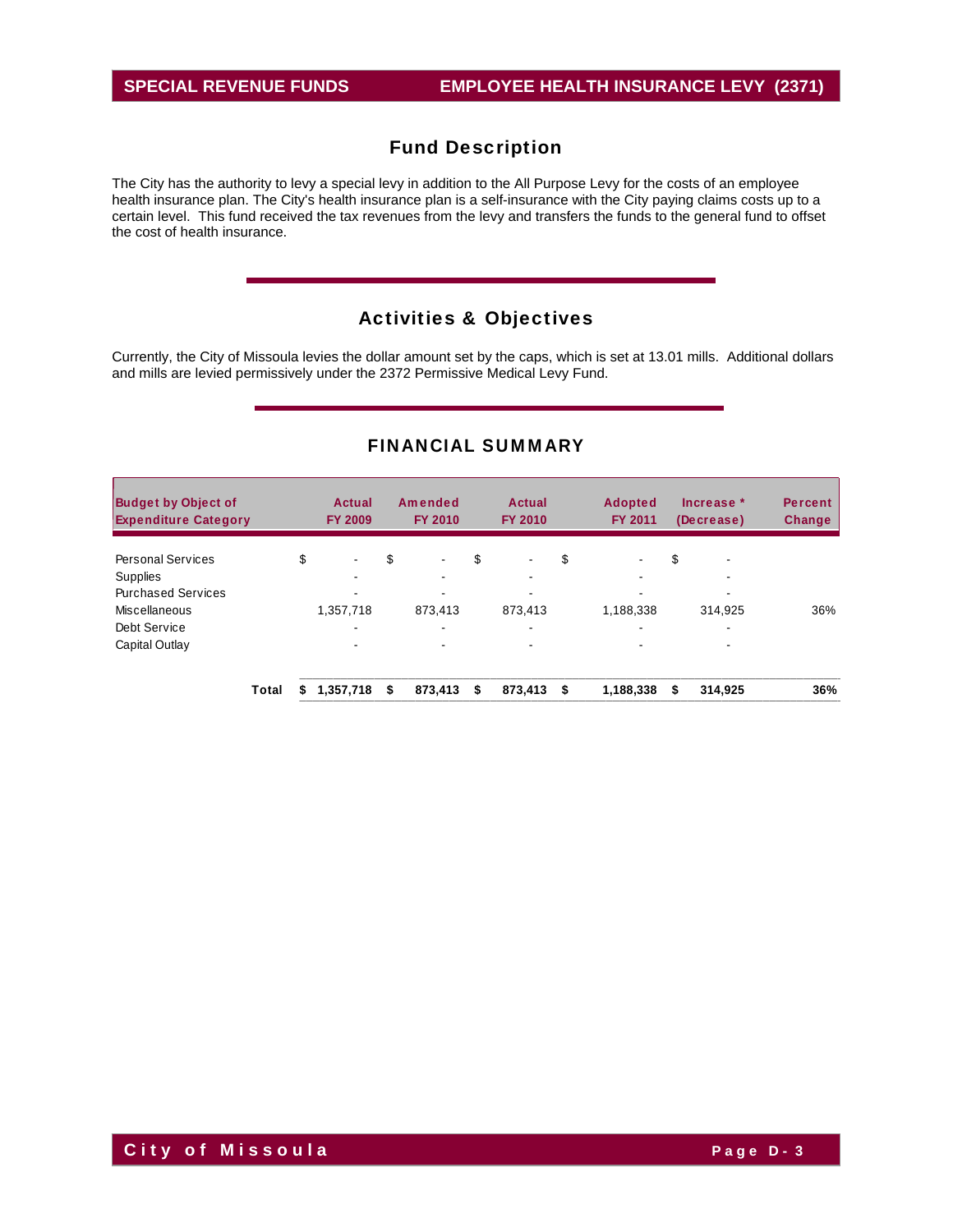# SPECIAL REVENUE FUNDS — EMPLOYEE HEALTH INSURANCE LEVY (2371)

## Fund Description

The City has the authority to levy a special levy in addition to the All Purpose Levy for the costs of an employee health insurance plan. The City's health insurance plan is a self-insurance with the City paying claims costs up to a certain level. This fund received the tax revenues from the levy and transfers the funds to the general fund to offset the cost of health insurance.

## Activities & Objectives

Currently, the City of Missoula levies the dollar amount set by the caps, which is set at 13.01 mills. Additional dollars and mills are levied permissively under the 2372 Permissive Medical Levy Fund.

## FINANCIAL SUMMARY

| Budget by Object of Expenditure Category | Actual FY 2009 | Amended FY 2010 | Actual FY 2010 | Adopted FY 2011 | Increase * (Decrease) | Percent Change |
|---|---|---|---|---|---|---|
| Personal Services | $ - | $ - | $ - | $ - | $ - | |
| Supplies | - | - | - | - | - | |
| Purchased Services | - | - | - | - | - | |
| Miscellaneous | 1,357,718 | 873,413 | 873,413 | 1,188,338 | 314,925 | 36% |
| Debt Service | - | - | - | - | - | |
| Capital Outlay | - | - | - | - | - | |
| **Total** | **$ 1,357,718** | **$ 873,413** | **$ 873,413** | **$ 1,188,338** | **$ 314,925** | **36%** |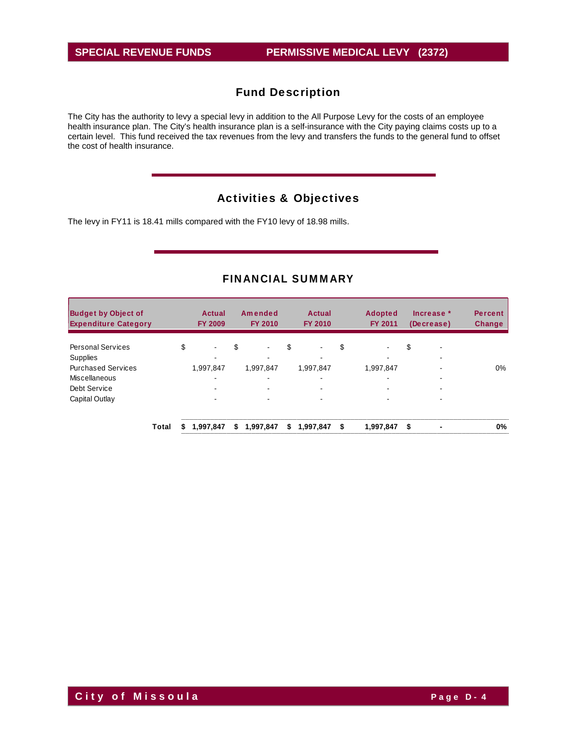# SPECIAL REVENUE FUNDS — PERMISSIVE MEDICAL LEVY (2372)

## Fund Description

The City has the authority to levy a special levy in addition to the All Purpose Levy for the costs of an employee health insurance plan. The City's health insurance plan is a self-insurance with the City paying claims costs up to a certain level. This fund received the tax revenues from the levy and transfers the funds to the general fund to offset the cost of health insurance.

## Activities & Objectives

The levy in FY11 is 18.41 mills compared with the FY10 levy of 18.98 mills.

## FINANCIAL SUMMARY

| Budget by Object of Expenditure Category | Actual FY 2009 | Amended FY 2010 | Actual FY 2010 | Adopted FY 2011 | Increase * (Decrease) | Percent Change |
|---|---|---|---|---|---|---|
| Personal Services | $ - | $ - | $ - | $ - | $ - | |
| Supplies | - | - | - | - | - | |
| Purchased Services | 1,997,847 | 1,997,847 | 1,997,847 | 1,997,847 | - | 0% |
| Miscellaneous | - | - | - | - | - | |
| Debt Service | - | - | - | - | - | |
| Capital Outlay | - | - | - | - | - | |
| **Total** | **$ 1,997,847** | **$ 1,997,847** | **$ 1,997,847** | **$ 1,997,847** | **$ -** | **0%** |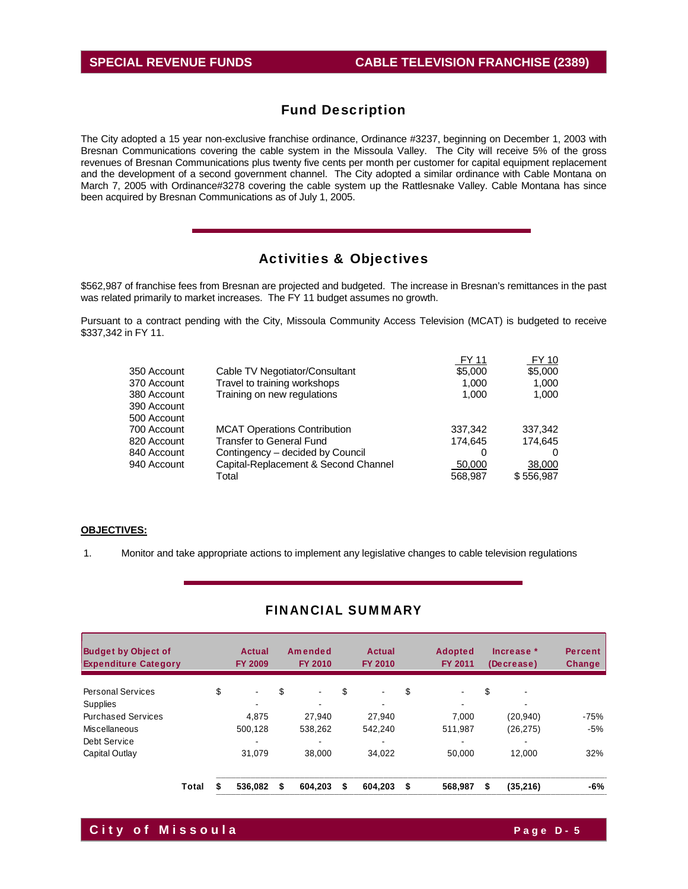# SPECIAL REVENUE FUNDS — CABLE TELEVISION FRANCHISE (2389)

## Fund Description

The City adopted a 15 year non-exclusive franchise ordinance, Ordinance #3237, beginning on December 1, 2003 with Bresnan Communications covering the cable system in the Missoula Valley. The City will receive 5% of the gross revenues of Bresnan Communications plus twenty five cents per month per customer for capital equipment replacement and the development of a second government channel. The City adopted a similar ordinance with Cable Montana on March 7, 2005 with Ordinance#3278 covering the cable system up the Rattlesnake Valley. Cable Montana has since been acquired by Bresnan Communications as of July 1, 2005.

## Activities & Objectives

$562,987 of franchise fees from Bresnan are projected and budgeted. The increase in Bresnan's remittances in the past was related primarily to market increases. The FY 11 budget assumes no growth.

Pursuant to a contract pending with the City, Missoula Community Access Television (MCAT) is budgeted to receive $337,342 in FY 11.

| | | FY 11 | FY 10 |
|---|---|---|---|
| 350 Account | Cable TV Negotiator/Consultant | $5,000 | $5,000 |
| 370 Account | Travel to training workshops | 1,000 | 1,000 |
| 380 Account | Training on new regulations | 1,000 | 1,000 |
| 390 Account | | | |
| 500 Account | | | |
| 700 Account | MCAT Operations Contribution | 337,342 | 337,342 |
| 820 Account | Transfer to General Fund | 174,645 | 174,645 |
| 840 Account | Contingency – decided by Council | 0 | 0 |
| 940 Account | Capital-Replacement & Second Channel | 50,000 | 38,000 |
| | Total | 568,987 | $ 556,987 |

**OBJECTIVES:**

1. Monitor and take appropriate actions to implement any legislative changes to cable television regulations

## FINANCIAL SUMMARY

| Budget by Object of Expenditure Category | Actual FY 2009 | Amended FY 2010 | Actual FY 2010 | Adopted FY 2011 | Increase * (Decrease) | Percent Change |
|---|---|---|---|---|---|---|
| Personal Services | $ - | $ - | $ - | $ - | $ - | |
| Supplies | - | - | - | - | - | |
| Purchased Services | 4,875 | 27,940 | 27,940 | 7,000 | (20,940) | -75% |
| Miscellaneous | 500,128 | 538,262 | 542,240 | 511,987 | (26,275) | -5% |
| Debt Service | - | - | - | - | - | |
| Capital Outlay | 31,079 | 38,000 | 34,022 | 50,000 | 12,000 | 32% |
| **Total** | **$ 536,082** | **$ 604,203** | **$ 604,203** | **$ 568,987** | **$ (35,216)** | **-6%** |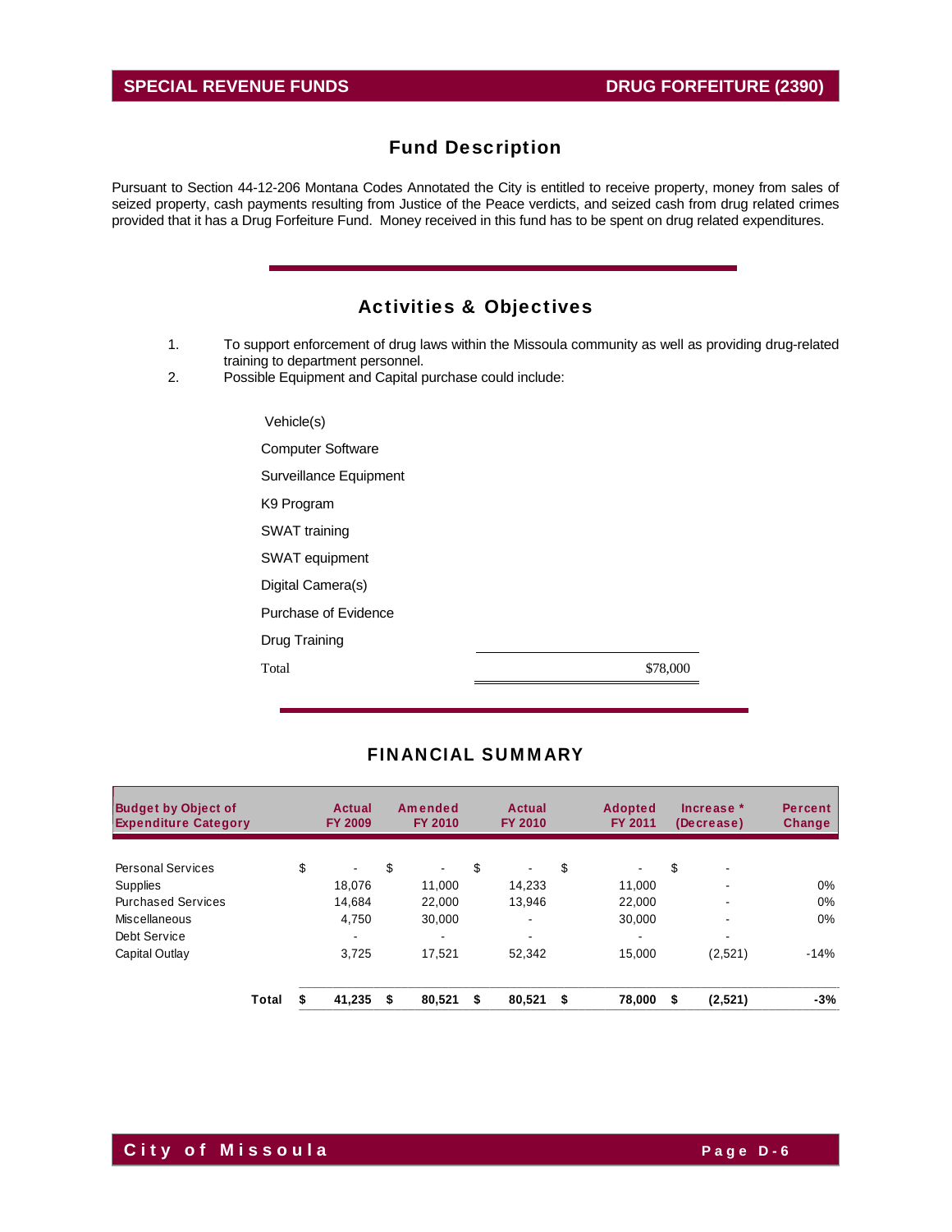# SPECIAL REVENUE FUNDS — DRUG FORFEITURE (2390)

## Fund Description

Pursuant to Section 44-12-206 Montana Codes Annotated the City is entitled to receive property, money from sales of seized property, cash payments resulting from Justice of the Peace verdicts, and seized cash from drug related crimes provided that it has a Drug Forfeiture Fund. Money received in this fund has to be spent on drug related expenditures.

## Activities & Objectives

1. To support enforcement of drug laws within the Missoula community as well as providing drug-related training to department personnel.
2. Possible Equipment and Capital purchase could include:

| | |
|---|---|
| Vehicle(s) | |
| Computer Software | |
| Surveillance Equipment | |
| K9 Program | |
| SWAT training | |
| SWAT equipment | |
| Digital Camera(s) | |
| Purchase of Evidence | |
| Drug Training | |
| Total | $78,000 |

## FINANCIAL SUMMARY

| Budget by Object of Expenditure Category | Actual FY 2009 | Amended FY 2010 | Actual FY 2010 | Adopted FY 2011 | Increase * (Decrease) | Percent Change |
|---|---|---|---|---|---|---|
| Personal Services | $ - | $ - | $ - | $ - | $ - | |
| Supplies | 18,076 | 11,000 | 14,233 | 11,000 | - | 0% |
| Purchased Services | 14,684 | 22,000 | 13,946 | 22,000 | - | 0% |
| Miscellaneous | 4,750 | 30,000 | - | 30,000 | - | 0% |
| Debt Service | - | - | - | - | - | |
| Capital Outlay | 3,725 | 17,521 | 52,342 | 15,000 | (2,521) | -14% |
| **Total** | **$ 41,235** | **$ 80,521** | **$ 80,521** | **$ 78,000** | **$ (2,521)** | **-3%** |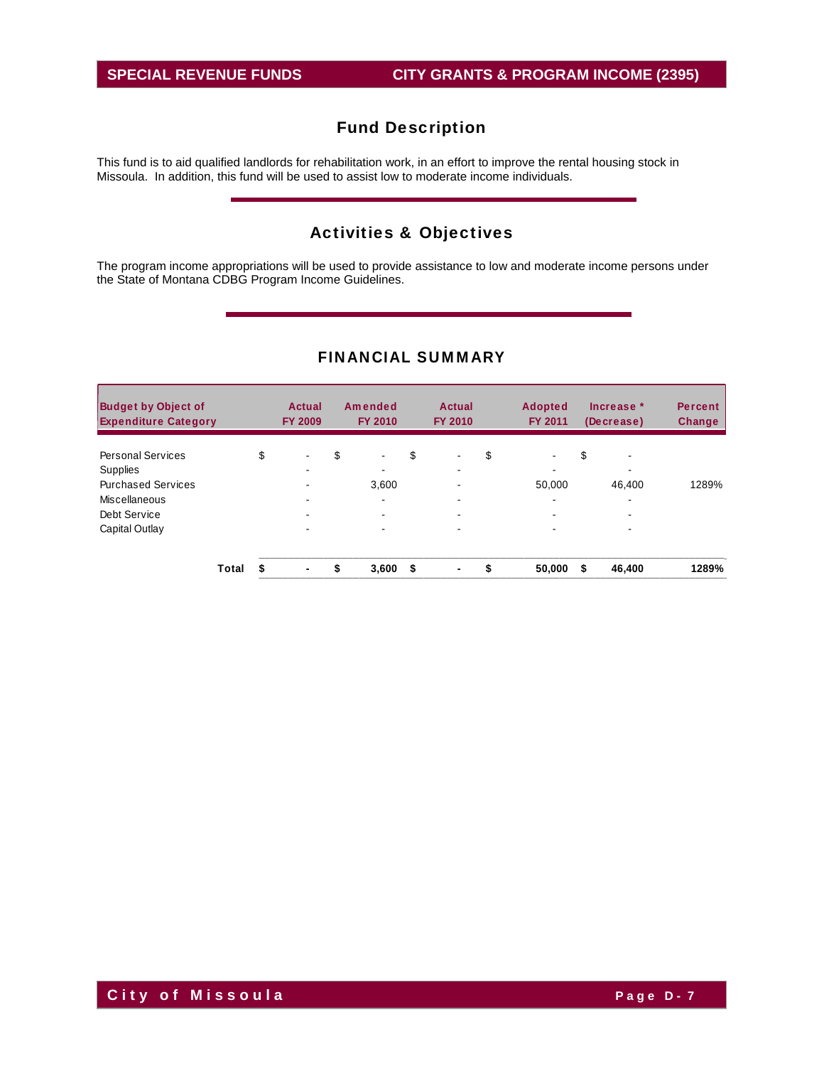# SPECIAL REVENUE FUNDS — CITY GRANTS & PROGRAM INCOME (2395)

## Fund Description

This fund is to aid qualified landlords for rehabilitation work, in an effort to improve the rental housing stock in Missoula. In addition, this fund will be used to assist low to moderate income individuals.

## Activities & Objectives

The program income appropriations will be used to provide assistance to low and moderate income persons under the State of Montana CDBG Program Income Guidelines.

## FINANCIAL SUMMARY

| Budget by Object of Expenditure Category | Actual FY 2009 | Amended FY 2010 | Actual FY 2010 | Adopted FY 2011 | Increase * (Decrease) | Percent Change |
|---|---|---|---|---|---|---|
| Personal Services | $ - | $ - | $ - | $ - | $ - | |
| Supplies | - | - | - | - | - | |
| Purchased Services | - | 3,600 | - | 50,000 | 46,400 | 1289% |
| Miscellaneous | - | - | - | - | - | |
| Debt Service | - | - | - | - | - | |
| Capital Outlay | - | - | - | - | - | |
| **Total** | **$ -** | **$ 3,600** | **$ -** | **$ 50,000** | **$ 46,400** | **1289%** |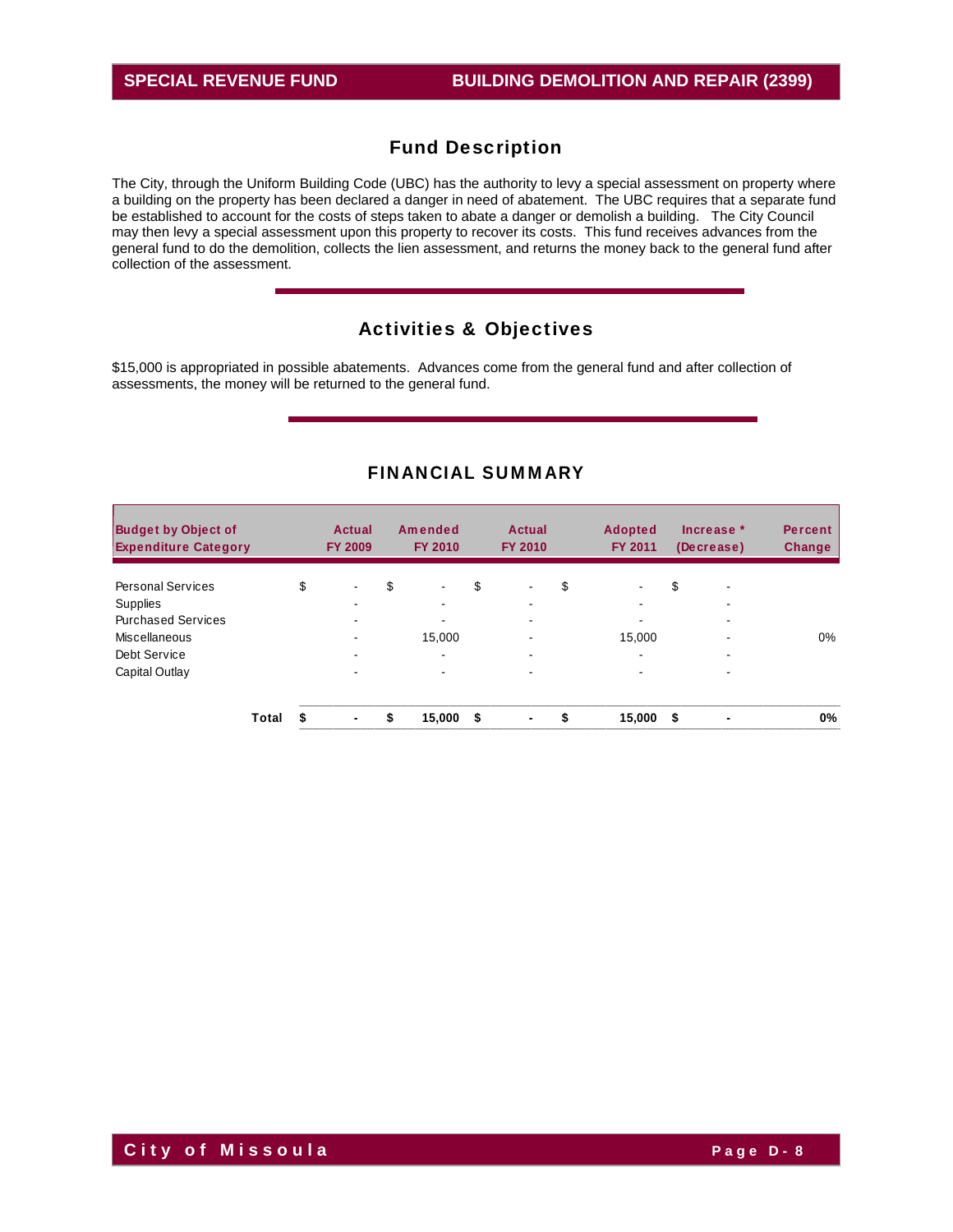# SPECIAL REVENUE FUND — BUILDING DEMOLITION AND REPAIR (2399)

## Fund Description

The City, through the Uniform Building Code (UBC) has the authority to levy a special assessment on property where a building on the property has been declared a danger in need of abatement. The UBC requires that a separate fund be established to account for the costs of steps taken to abate a danger or demolish a building. The City Council may then levy a special assessment upon this property to recover its costs. This fund receives advances from the general fund to do the demolition, collects the lien assessment, and returns the money back to the general fund after collection of the assessment.

## Activities & Objectives

$15,000 is appropriated in possible abatements. Advances come from the general fund and after collection of assessments, the money will be returned to the general fund.

## FINANCIAL SUMMARY

| Budget by Object of Expenditure Category | Actual FY 2009 | Amended FY 2010 | Actual FY 2010 | Adopted FY 2011 | Increase * (Decrease) | Percent Change |
|---|---|---|---|---|---|---|
| Personal Services | $ - | $ - | $ - | $ - | $ - | |
| Supplies | - | - | - | - | - | |
| Purchased Services | - | - | - | - | - | |
| Miscellaneous | - | 15,000 | - | 15,000 | - | 0% |
| Debt Service | - | - | - | - | - | |
| Capital Outlay | - | - | - | - | - | |
| **Total** | **$ -** | **$ 15,000** | **$ -** | **$ 15,000** | **$ -** | **0%** |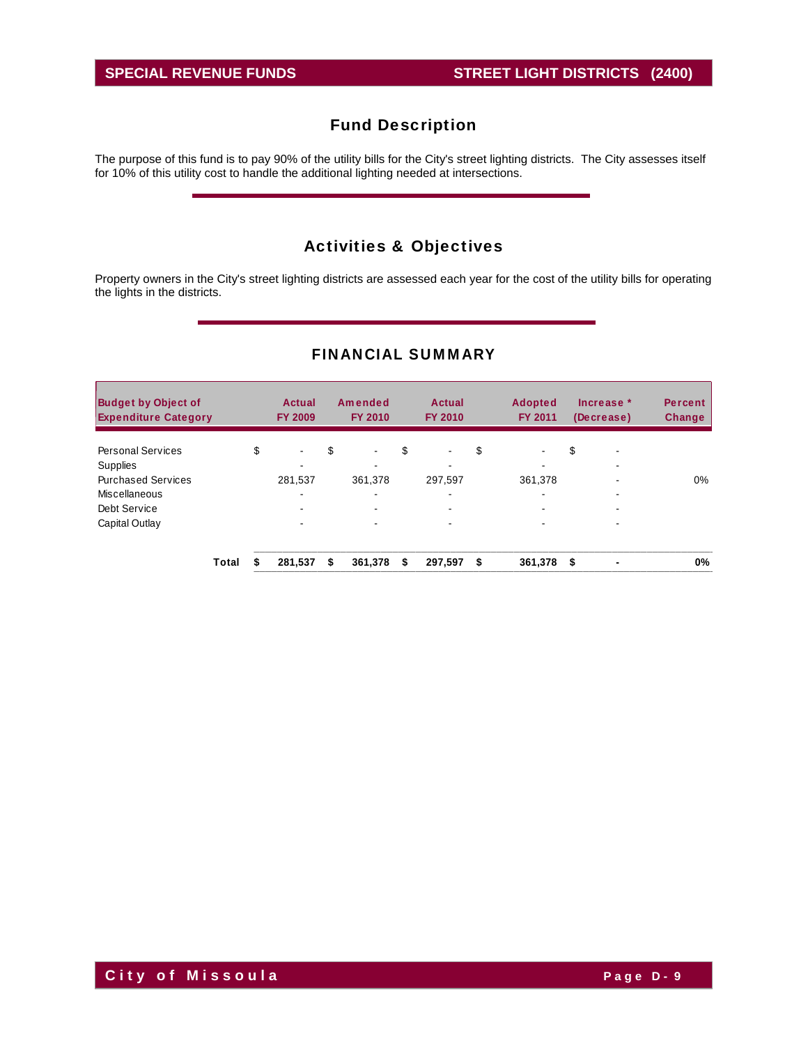# SPECIAL REVENUE FUNDS — STREET LIGHT DISTRICTS (2400)

## Fund Description

The purpose of this fund is to pay 90% of the utility bills for the City's street lighting districts. The City assesses itself for 10% of this utility cost to handle the additional lighting needed at intersections.

## Activities & Objectives

Property owners in the City's street lighting districts are assessed each year for the cost of the utility bills for operating the lights in the districts.

## FINANCIAL SUMMARY

| Budget by Object of Expenditure Category | Actual FY 2009 | Amended FY 2010 | Actual FY 2010 | Adopted FY 2011 | Increase * (Decrease) | Percent Change |
|---|---|---|---|---|---|---|
| Personal Services | $ - | $ - | $ - | $ - | $ - | |
| Supplies | - | - | - | - | - | |
| Purchased Services | 281,537 | 361,378 | 297,597 | 361,378 | - | 0% |
| Miscellaneous | - | - | - | - | - | |
| Debt Service | - | - | - | - | - | |
| Capital Outlay | - | - | - | - | - | |
| **Total** | **$ 281,537** | **$ 361,378** | **$ 297,597** | **$ 361,378** | **$ -** | **0%** |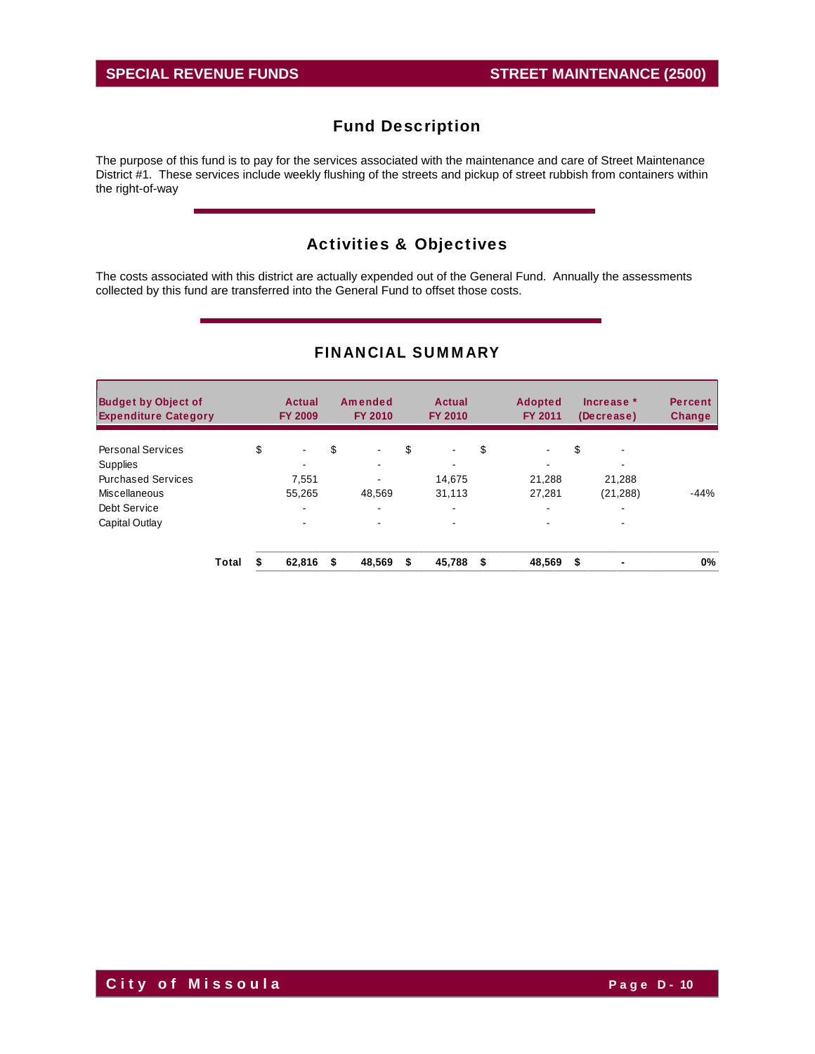# SPECIAL REVENUE FUNDS — STREET MAINTENANCE (2500)

## Fund Description

The purpose of this fund is to pay for the services associated with the maintenance and care of Street Maintenance District #1. These services include weekly flushing of the streets and pickup of street rubbish from containers within the right-of-way

## Activities & Objectives

The costs associated with this district are actually expended out of the General Fund. Annually the assessments collected by this fund are transferred into the General Fund to offset those costs.

## FINANCIAL SUMMARY

| Budget by Object of Expenditure Category | Actual FY 2009 | Amended FY 2010 | Actual FY 2010 | Adopted FY 2011 | Increase * (Decrease) | Percent Change |
|---|---|---|---|---|---|---|
| Personal Services | $ - | $ - | $ - | $ - | $ - | |
| Supplies | - | - | - | - | - | |
| Purchased Services | 7,551 | - | 14,675 | 21,288 | 21,288 | |
| Miscellaneous | 55,265 | 48,569 | 31,113 | 27,281 | (21,288) | -44% |
| Debt Service | - | - | - | - | - | |
| Capital Outlay | - | - | - | - | - | |
| **Total** | **$ 62,816** | **$ 48,569** | **$ 45,788** | **$ 48,569** | **$ -** | **0%** |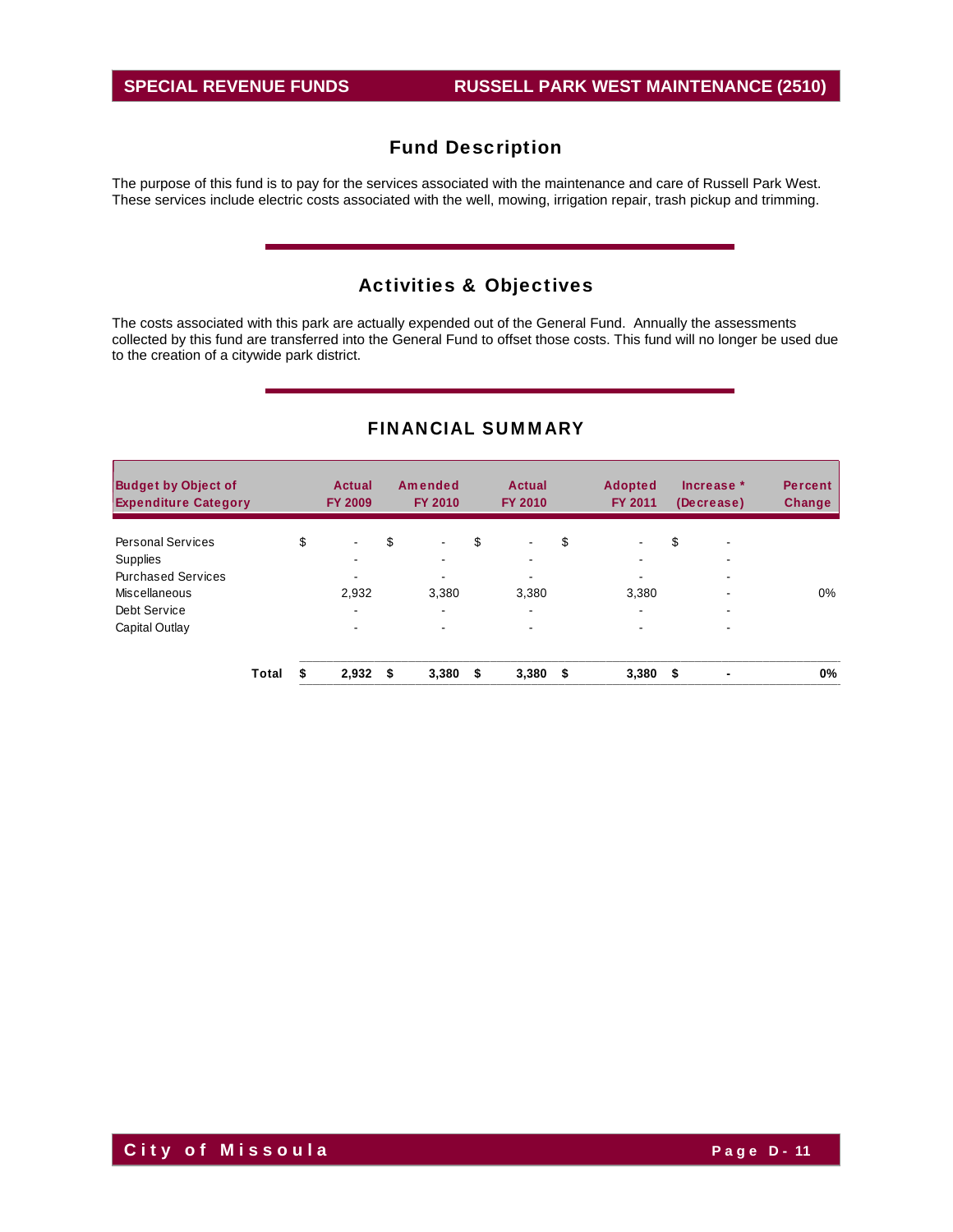# SPECIAL REVENUE FUNDS — RUSSELL PARK WEST MAINTENANCE (2510)

## Fund Description

The purpose of this fund is to pay for the services associated with the maintenance and care of Russell Park West. These services include electric costs associated with the well, mowing, irrigation repair, trash pickup and trimming.

## Activities & Objectives

The costs associated with this park are actually expended out of the General Fund. Annually the assessments collected by this fund are transferred into the General Fund to offset those costs. This fund will no longer be used due to the creation of a citywide park district.

## FINANCIAL SUMMARY

| Budget by Object of Expenditure Category | Actual FY 2009 | Amended FY 2010 | Actual FY 2010 | Adopted FY 2011 | Increase * (Decrease) | Percent Change |
|---|---|---|---|---|---|---|
| Personal Services | $ - | $ - | $ - | $ - | $ - | |
| Supplies | - | - | - | - | - | |
| Purchased Services | - | - | - | - | - | |
| Miscellaneous | 2,932 | 3,380 | 3,380 | 3,380 | - | 0% |
| Debt Service | - | - | - | - | - | |
| Capital Outlay | - | - | - | - | - | |
| **Total** | **$ 2,932** | **$ 3,380** | **$ 3,380** | **$ 3,380** | **$ -** | **0%** |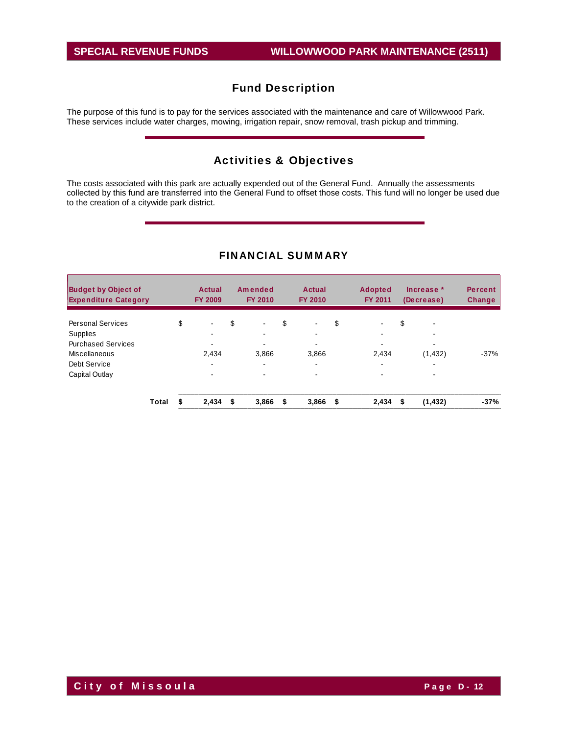# SPECIAL REVENUE FUNDS — WILLOWWOOD PARK MAINTENANCE (2511)

## Fund Description

The purpose of this fund is to pay for the services associated with the maintenance and care of Willowwood Park. These services include water charges, mowing, irrigation repair, snow removal, trash pickup and trimming.

## Activities & Objectives

The costs associated with this park are actually expended out of the General Fund. Annually the assessments collected by this fund are transferred into the General Fund to offset those costs. This fund will no longer be used due to the creation of a citywide park district.

## FINANCIAL SUMMARY

| Budget by Object of Expenditure Category | Actual FY 2009 | Amended FY 2010 | Actual FY 2010 | Adopted FY 2011 | Increase * (Decrease) | Percent Change |
|---|---|---|---|---|---|---|
| Personal Services | $ - | $ - | $ - | $ - | $ - | |
| Supplies | - | - | - | - | - | |
| Purchased Services | - | - | - | - | - | |
| Miscellaneous | 2,434 | 3,866 | 3,866 | 2,434 | (1,432) | -37% |
| Debt Service | - | - | - | - | - | |
| Capital Outlay | - | - | - | - | - | |
| **Total** | **$ 2,434** | **$ 3,866** | **$ 3,866** | **$ 2,434** | **$ (1,432)** | **-37%** |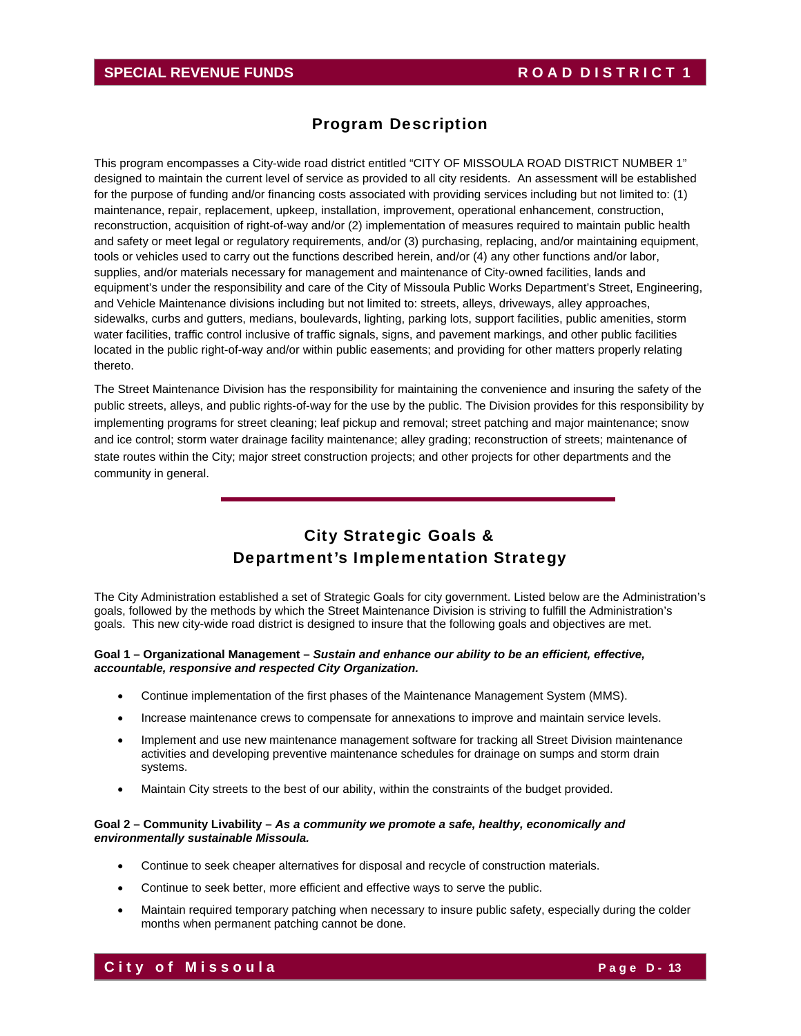## Program Description

This program encompasses a City-wide road district entitled "CITY OF MISSOULA ROAD DISTRICT NUMBER 1" designed to maintain the current level of service as provided to all city residents. An assessment will be established for the purpose of funding and/or financing costs associated with providing services including but not limited to: (1) maintenance, repair, replacement, upkeep, installation, improvement, operational enhancement, construction, reconstruction, acquisition of right-of-way and/or (2) implementation of measures required to maintain public health and safety or meet legal or regulatory requirements, and/or (3) purchasing, replacing, and/or maintaining equipment, tools or vehicles used to carry out the functions described herein, and/or (4) any other functions and/or labor, supplies, and/or materials necessary for management and maintenance of City-owned facilities, lands and equipment's under the responsibility and care of the City of Missoula Public Works Department's Street, Engineering, and Vehicle Maintenance divisions including but not limited to: streets, alleys, driveways, alley approaches, sidewalks, curbs and gutters, medians, boulevards, lighting, parking lots, support facilities, public amenities, storm water facilities, traffic control inclusive of traffic signals, signs, and pavement markings, and other public facilities located in the public right-of-way and/or within public easements; and providing for other matters properly relating thereto.

The Street Maintenance Division has the responsibility for maintaining the convenience and insuring the safety of the public streets, alleys, and public rights-of-way for the use by the public. The Division provides for this responsibility by implementing programs for street cleaning; leaf pickup and removal; street patching and major maintenance; snow and ice control; storm water drainage facility maintenance; alley grading; reconstruction of streets; maintenance of state routes within the City; major street construction projects; and other projects for other departments and the community in general.

## City Strategic Goals & Department's Implementation Strategy

The City Administration established a set of Strategic Goals for city government. Listed below are the Administration's goals, followed by the methods by which the Street Maintenance Division is striving to fulfill the Administration's goals. This new city-wide road district is designed to insure that the following goals and objectives are met.

**Goal 1 – Organizational Management –** ***Sustain and enhance our ability to be an efficient, effective, accountable, responsive and respected City Organization.***

- Continue implementation of the first phases of the Maintenance Management System (MMS).
- Increase maintenance crews to compensate for annexations to improve and maintain service levels.
- Implement and use new maintenance management software for tracking all Street Division maintenance activities and developing preventive maintenance schedules for drainage on sumps and storm drain systems.
- Maintain City streets to the best of our ability, within the constraints of the budget provided.

**Goal 2 – Community Livability –** ***As a community we promote a safe, healthy, economically and environmentally sustainable Missoula.***

- Continue to seek cheaper alternatives for disposal and recycle of construction materials.
- Continue to seek better, more efficient and effective ways to serve the public.
- Maintain required temporary patching when necessary to insure public safety, especially during the colder months when permanent patching cannot be done.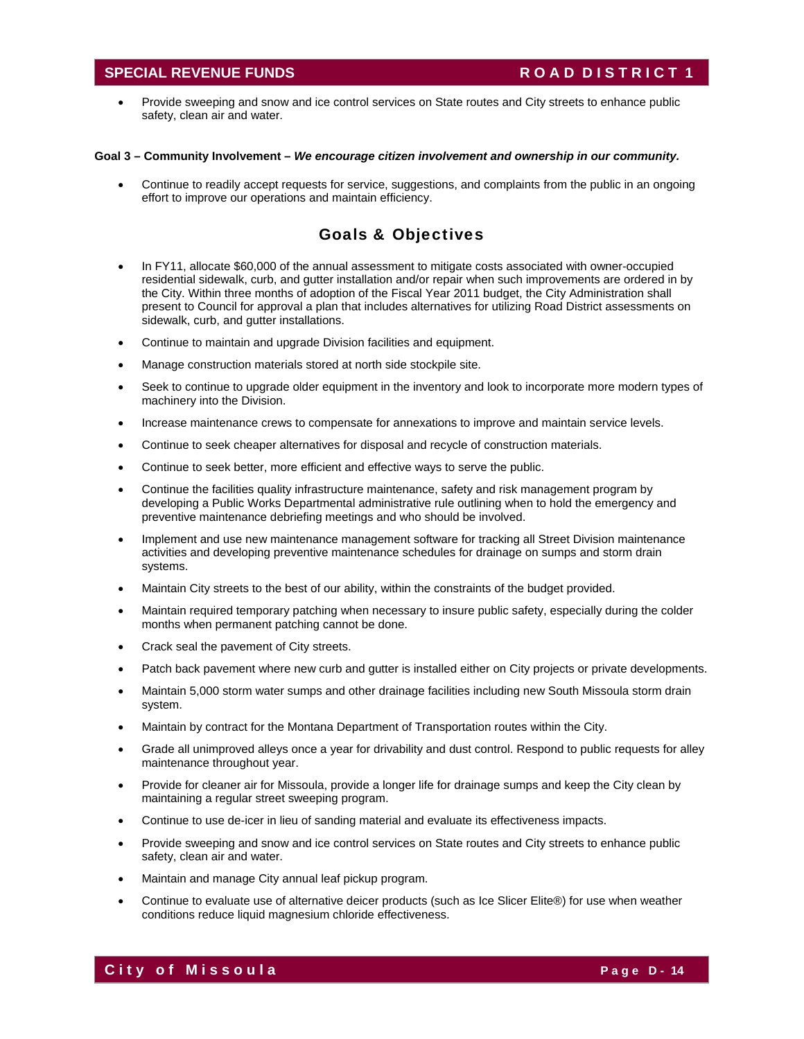- Provide sweeping and snow and ice control services on State routes and City streets to enhance public safety, clean air and water.

**Goal 3 – Community Involvement –** ***We encourage citizen involvement and ownership in our community.***

- Continue to readily accept requests for service, suggestions, and complaints from the public in an ongoing effort to improve our operations and maintain efficiency.

## Goals & Objectives

- In FY11, allocate $60,000 of the annual assessment to mitigate costs associated with owner-occupied residential sidewalk, curb, and gutter installation and/or repair when such improvements are ordered in by the City. Within three months of adoption of the Fiscal Year 2011 budget, the City Administration shall present to Council for approval a plan that includes alternatives for utilizing Road District assessments on sidewalk, curb, and gutter installations.
- Continue to maintain and upgrade Division facilities and equipment.
- Manage construction materials stored at north side stockpile site.
- Seek to continue to upgrade older equipment in the inventory and look to incorporate more modern types of machinery into the Division.
- Increase maintenance crews to compensate for annexations to improve and maintain service levels.
- Continue to seek cheaper alternatives for disposal and recycle of construction materials.
- Continue to seek better, more efficient and effective ways to serve the public.
- Continue the facilities quality infrastructure maintenance, safety and risk management program by developing a Public Works Departmental administrative rule outlining when to hold the emergency and preventive maintenance debriefing meetings and who should be involved.
- Implement and use new maintenance management software for tracking all Street Division maintenance activities and developing preventive maintenance schedules for drainage on sumps and storm drain systems.
- Maintain City streets to the best of our ability, within the constraints of the budget provided.
- Maintain required temporary patching when necessary to insure public safety, especially during the colder months when permanent patching cannot be done.
- Crack seal the pavement of City streets.
- Patch back pavement where new curb and gutter is installed either on City projects or private developments.
- Maintain 5,000 storm water sumps and other drainage facilities including new South Missoula storm drain system.
- Maintain by contract for the Montana Department of Transportation routes within the City.
- Grade all unimproved alleys once a year for drivability and dust control. Respond to public requests for alley maintenance throughout year.
- Provide for cleaner air for Missoula, provide a longer life for drainage sumps and keep the City clean by maintaining a regular street sweeping program.
- Continue to use de-icer in lieu of sanding material and evaluate its effectiveness impacts.
- Provide sweeping and snow and ice control services on State routes and City streets to enhance public safety, clean air and water.
- Maintain and manage City annual leaf pickup program.
- Continue to evaluate use of alternative deicer products (such as Ice Slicer Elite®) for use when weather conditions reduce liquid magnesium chloride effectiveness.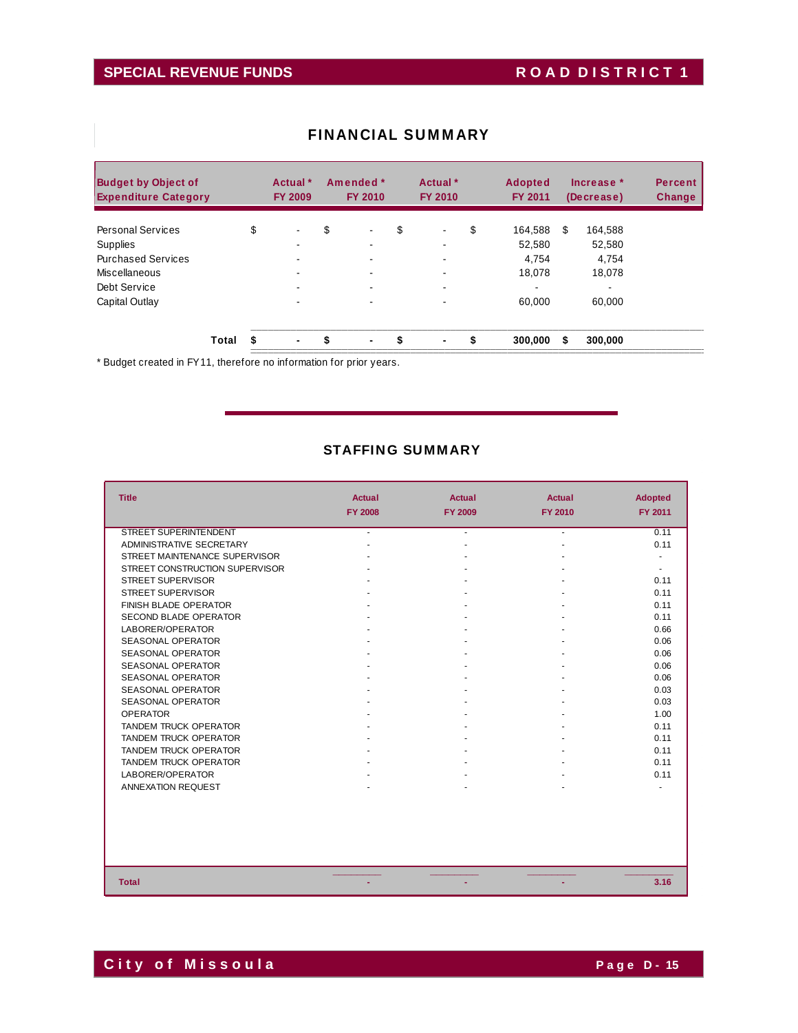## SPECIAL REVENUE FUNDS — ROAD DISTRICT 1

### FINANCIAL SUMMARY

| Budget by Object of Expenditure Category | Actual * FY 2009 | Amended * FY 2010 | Actual * FY 2010 | Adopted FY 2011 | Increase * (Decrease) | Percent Change |
|---|---|---|---|---|---|---|
| Personal Services | $ - | $ - | $ - | $ 164,588 | $ 164,588 | |
| Supplies | - | - | - | 52,580 | 52,580 | |
| Purchased Services | - | - | - | 4,754 | 4,754 | |
| Miscellaneous | - | - | - | 18,078 | 18,078 | |
| Debt Service | - | - | - | - | - | |
| Capital Outlay | - | - | - | 60,000 | 60,000 | |
| **Total** | **$ -** | **$ -** | **$ -** | **$ 300,000** | **$ 300,000** | |

* Budget created in FY11, therefore no information for prior years.

### STAFFING SUMMARY

| Title | Actual FY 2008 | Actual FY 2009 | Actual FY 2010 | Adopted FY 2011 |
|---|---|---|---|---|
| STREET SUPERINTENDENT | - | - | - | 0.11 |
| ADMINISTRATIVE SECRETARY | - | - | - | 0.11 |
| STREET MAINTENANCE SUPERVISOR | - | - | - | - |
| STREET CONSTRUCTION SUPERVISOR | - | - | - | - |
| STREET SUPERVISOR | - | - | - | 0.11 |
| STREET SUPERVISOR | - | - | - | 0.11 |
| FINISH BLADE OPERATOR | - | - | - | 0.11 |
| SECOND BLADE OPERATOR | - | - | - | 0.11 |
| LABORER/OPERATOR | - | - | - | 0.66 |
| SEASONAL OPERATOR | - | - | - | 0.06 |
| SEASONAL OPERATOR | - | - | - | 0.06 |
| SEASONAL OPERATOR | - | - | - | 0.06 |
| SEASONAL OPERATOR | - | - | - | 0.06 |
| SEASONAL OPERATOR | - | - | - | 0.03 |
| SEASONAL OPERATOR | - | - | - | 0.03 |
| OPERATOR | - | - | - | 1.00 |
| TANDEM TRUCK OPERATOR | - | - | - | 0.11 |
| TANDEM TRUCK OPERATOR | - | - | - | 0.11 |
| TANDEM TRUCK OPERATOR | - | - | - | 0.11 |
| TANDEM TRUCK OPERATOR | - | - | - | 0.11 |
| LABORER/OPERATOR | - | - | - | 0.11 |
| ANNEXATION REQUEST | - | - | - | - |
| **Total** | **-** | **-** | **-** | **3.16** |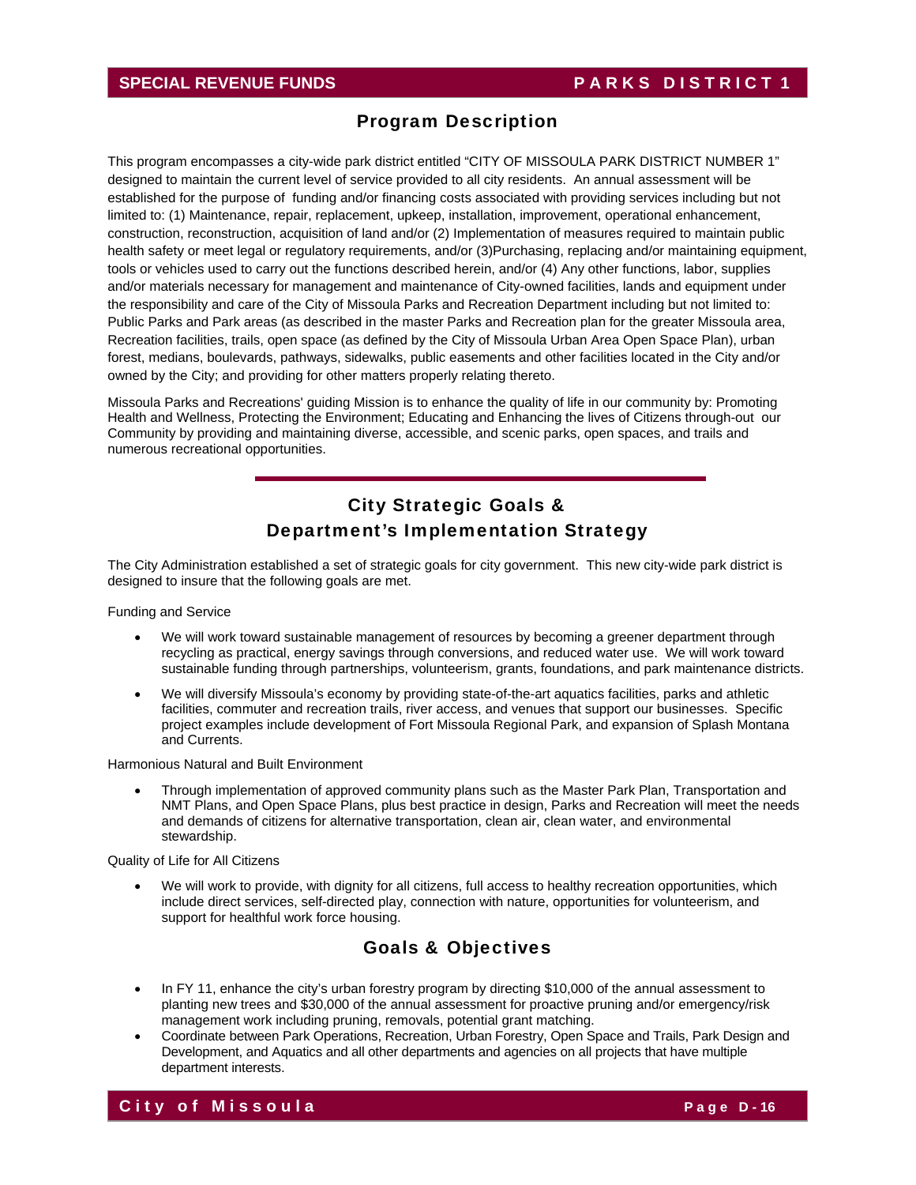## Program Description

This program encompasses a city-wide park district entitled "CITY OF MISSOULA PARK DISTRICT NUMBER 1" designed to maintain the current level of service provided to all city residents. An annual assessment will be established for the purpose of funding and/or financing costs associated with providing services including but not limited to: (1) Maintenance, repair, replacement, upkeep, installation, improvement, operational enhancement, construction, reconstruction, acquisition of land and/or (2) Implementation of measures required to maintain public health safety or meet legal or regulatory requirements, and/or (3)Purchasing, replacing and/or maintaining equipment, tools or vehicles used to carry out the functions described herein, and/or (4) Any other functions, labor, supplies and/or materials necessary for management and maintenance of City-owned facilities, lands and equipment under the responsibility and care of the City of Missoula Parks and Recreation Department including but not limited to: Public Parks and Park areas (as described in the master Parks and Recreation plan for the greater Missoula area, Recreation facilities, trails, open space (as defined by the City of Missoula Urban Area Open Space Plan), urban forest, medians, boulevards, pathways, sidewalks, public easements and other facilities located in the City and/or owned by the City; and providing for other matters properly relating thereto.

Missoula Parks and Recreations' guiding Mission is to enhance the quality of life in our community by: Promoting Health and Wellness, Protecting the Environment; Educating and Enhancing the lives of Citizens through-out our Community by providing and maintaining diverse, accessible, and scenic parks, open spaces, and trails and numerous recreational opportunities.

## City Strategic Goals & Department's Implementation Strategy

The City Administration established a set of strategic goals for city government. This new city-wide park district is designed to insure that the following goals are met.

Funding and Service

- We will work toward sustainable management of resources by becoming a greener department through recycling as practical, energy savings through conversions, and reduced water use. We will work toward sustainable funding through partnerships, volunteerism, grants, foundations, and park maintenance districts.
- We will diversify Missoula's economy by providing state-of-the-art aquatics facilities, parks and athletic facilities, commuter and recreation trails, river access, and venues that support our businesses. Specific project examples include development of Fort Missoula Regional Park, and expansion of Splash Montana and Currents.

Harmonious Natural and Built Environment

- Through implementation of approved community plans such as the Master Park Plan, Transportation and NMT Plans, and Open Space Plans, plus best practice in design, Parks and Recreation will meet the needs and demands of citizens for alternative transportation, clean air, clean water, and environmental stewardship.

Quality of Life for All Citizens

- We will work to provide, with dignity for all citizens, full access to healthy recreation opportunities, which include direct services, self-directed play, connection with nature, opportunities for volunteerism, and support for healthful work force housing.

## Goals & Objectives

- In FY 11, enhance the city's urban forestry program by directing $10,000 of the annual assessment to planting new trees and $30,000 of the annual assessment for proactive pruning and/or emergency/risk management work including pruning, removals, potential grant matching.
- Coordinate between Park Operations, Recreation, Urban Forestry, Open Space and Trails, Park Design and Development, and Aquatics and all other departments and agencies on all projects that have multiple department interests.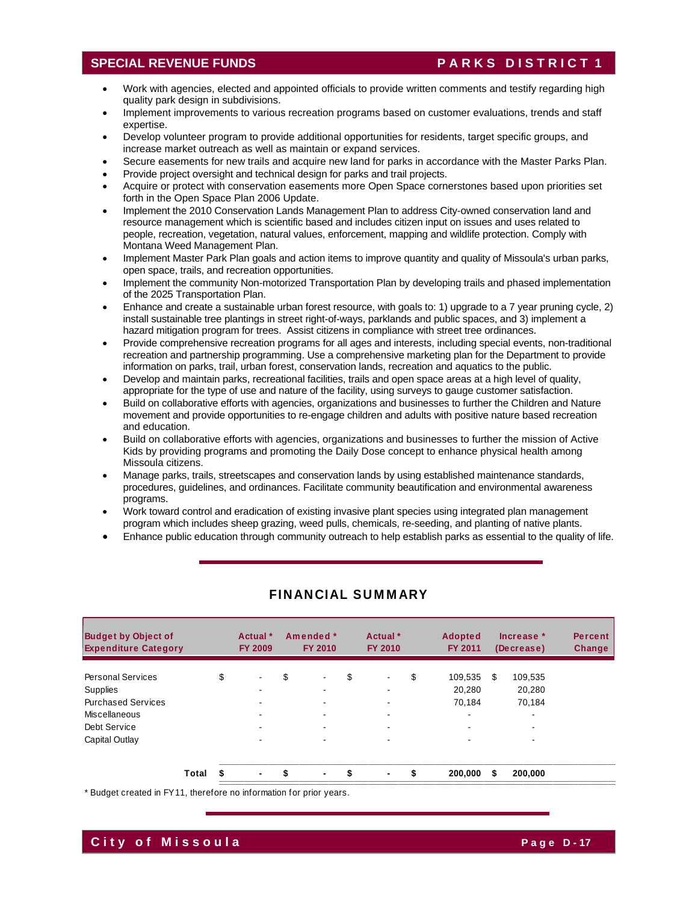- Work with agencies, elected and appointed officials to provide written comments and testify regarding high quality park design in subdivisions.
- Implement improvements to various recreation programs based on customer evaluations, trends and staff expertise.
- Develop volunteer program to provide additional opportunities for residents, target specific groups, and increase market outreach as well as maintain or expand services.
- Secure easements for new trails and acquire new land for parks in accordance with the Master Parks Plan.
- Provide project oversight and technical design for parks and trail projects.
- Acquire or protect with conservation easements more Open Space cornerstones based upon priorities set forth in the Open Space Plan 2006 Update.
- Implement the 2010 Conservation Lands Management Plan to address City-owned conservation land and resource management which is scientific based and includes citizen input on issues and uses related to people, recreation, vegetation, natural values, enforcement, mapping and wildlife protection. Comply with Montana Weed Management Plan.
- Implement Master Park Plan goals and action items to improve quantity and quality of Missoula's urban parks, open space, trails, and recreation opportunities.
- Implement the community Non-motorized Transportation Plan by developing trails and phased implementation of the 2025 Transportation Plan.
- Enhance and create a sustainable urban forest resource, with goals to: 1) upgrade to a 7 year pruning cycle, 2) install sustainable tree plantings in street right-of-ways, parklands and public spaces, and 3) implement a hazard mitigation program for trees. Assist citizens in compliance with street tree ordinances.
- Provide comprehensive recreation programs for all ages and interests, including special events, non-traditional recreation and partnership programming. Use a comprehensive marketing plan for the Department to provide information on parks, trail, urban forest, conservation lands, recreation and aquatics to the public.
- Develop and maintain parks, recreational facilities, trails and open space areas at a high level of quality, appropriate for the type of use and nature of the facility, using surveys to gauge customer satisfaction.
- Build on collaborative efforts with agencies, organizations and businesses to further the Children and Nature movement and provide opportunities to re-engage children and adults with positive nature based recreation and education.
- Build on collaborative efforts with agencies, organizations and businesses to further the mission of Active Kids by providing programs and promoting the Daily Dose concept to enhance physical health among Missoula citizens.
- Manage parks, trails, streetscapes and conservation lands by using established maintenance standards, procedures, guidelines, and ordinances. Facilitate community beautification and environmental awareness programs.
- Work toward control and eradication of existing invasive plant species using integrated plan management program which includes sheep grazing, weed pulls, chemicals, re-seeding, and planting of native plants.
- Enhance public education through community outreach to help establish parks as essential to the quality of life.

## FINANCIAL SUMMARY

| Budget by Object of Expenditure Category | Actual * FY 2009 | Amended * FY 2010 | Actual * FY 2010 | Adopted FY 2011 | Increase * (Decrease) | Percent Change |
|---|---|---|---|---|---|---|
| Personal Services | $ - | $ - | $ - | $ 109,535 | $ 109,535 | |
| Supplies | - | - | - | 20,280 | 20,280 | |
| Purchased Services | - | - | - | 70,184 | 70,184 | |
| Miscellaneous | - | - | - | - | - | |
| Debt Service | - | - | - | - | - | |
| Capital Outlay | - | - | - | - | - | |
| **Total** | **$ -** | **$ -** | **$ -** | **$ 200,000** | **$ 200,000** | |

\* Budget created in FY11, therefore no information for prior years.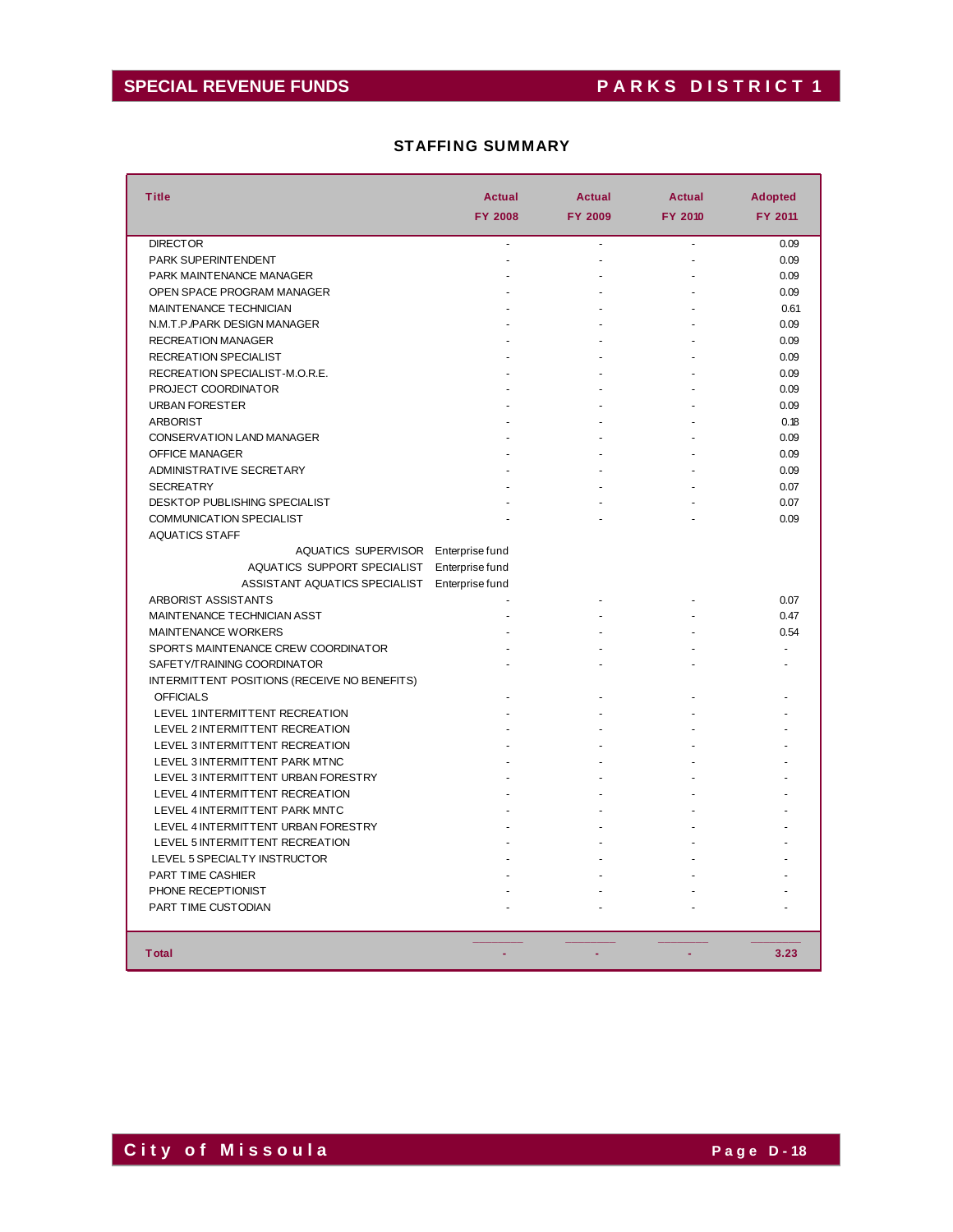## SPECIAL REVENUE FUNDS — PARKS DISTRICT 1

### STAFFING SUMMARY

| Title | Actual FY 2008 | Actual FY 2009 | Actual FY 2010 | Adopted FY 2011 |
|---|---|---|---|---|
| DIRECTOR | - | - | - | 0.09 |
| PARK SUPERINTENDENT | - | - | - | 0.09 |
| PARK MAINTENANCE MANAGER | - | - | - | 0.09 |
| OPEN SPACE PROGRAM MANAGER | - | - | - | 0.09 |
| MAINTENANCE TECHNICIAN | - | - | - | 0.61 |
| N.M.T.P./PARK DESIGN MANAGER | - | - | - | 0.09 |
| RECREATION MANAGER | - | - | - | 0.09 |
| RECREATION SPECIALIST | - | - | - | 0.09 |
| RECREATION SPECIALIST-M.O.R.E. | - | - | - | 0.09 |
| PROJECT COORDINATOR | - | - | - | 0.09 |
| URBAN FORESTER | - | - | - | 0.09 |
| ARBORIST | - | - | - | 0.18 |
| CONSERVATION LAND MANAGER | - | - | - | 0.09 |
| OFFICE MANAGER | - | - | - | 0.09 |
| ADMINISTRATIVE SECRETARY | - | - | - | 0.09 |
| SECREATRY | - | - | - | 0.07 |
| DESKTOP PUBLISHING SPECIALIST | - | - | - | 0.07 |
| COMMUNICATION SPECIALIST | - | - | - | 0.09 |
| AQUATICS STAFF | | | | |
| AQUATICS SUPERVISOR | Enterprise fund | | | |
| AQUATICS SUPPORT SPECIALIST | Enterprise fund | | | |
| ASSISTANT AQUATICS SPECIALIST | Enterprise fund | | | |
| ARBORIST ASSISTANTS | - | - | - | 0.07 |
| MAINTENANCE TECHNICIAN ASST | - | - | - | 0.47 |
| MAINTENANCE WORKERS | - | - | - | 0.54 |
| SPORTS MAINTENANCE CREW COORDINATOR | - | - | - | - |
| SAFETY/TRAINING COORDINATOR | - | - | - | - |
| INTERMITTENT POSITIONS (RECEIVE NO BENEFITS) | | | | |
| OFFICIALS | - | - | - | - |
| LEVEL 1INTERMITTENT RECREATION | - | - | - | - |
| LEVEL 2 INTERMITTENT RECREATION | - | - | - | - |
| LEVEL 3 INTERMITTENT RECREATION | - | - | - | - |
| LEVEL 3 INTERMITTENT PARK MTNC | - | - | - | - |
| LEVEL 3 INTERMITTENT URBAN FORESTRY | - | - | - | - |
| LEVEL 4 INTERMITTENT RECREATION | - | - | - | - |
| LEVEL 4 INTERMITTENT PARK MNTC | - | - | - | - |
| LEVEL 4 INTERMITTENT URBAN FORESTRY | - | - | - | - |
| LEVEL 5 INTERMITTENT RECREATION | - | - | - | - |
| LEVEL 5 SPECIALTY INSTRUCTOR | - | - | - | - |
| PART TIME CASHIER | - | - | - | - |
| PHONE RECEPTIONIST | - | - | - | - |
| PART TIME CUSTODIAN | - | - | - | - |
| **Total** | **-** | **-** | **-** | **3.23** |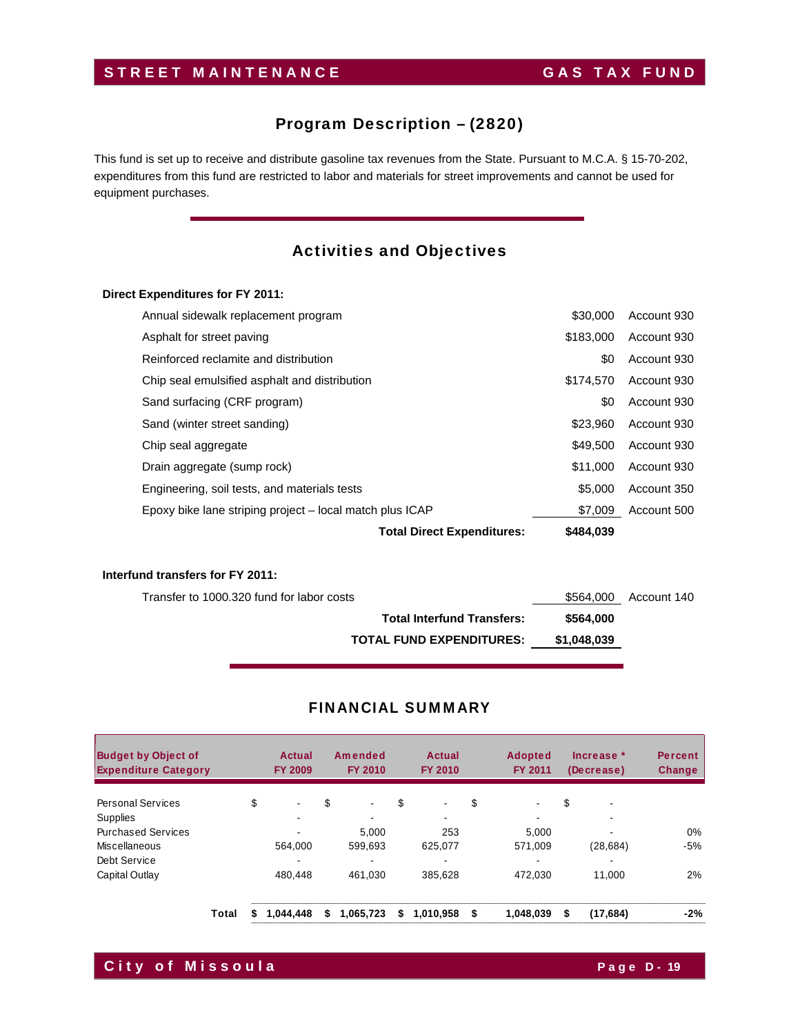# STREET MAINTENANCE — GAS TAX FUND

## Program Description – (2820)

This fund is set up to receive and distribute gasoline tax revenues from the State. Pursuant to M.C.A. § 15-70-202, expenditures from this fund are restricted to labor and materials for street improvements and cannot be used for equipment purchases.

## Activities and Objectives

**Direct Expenditures for FY 2011:**

| | | |
|---|---|---|
| Annual sidewalk replacement program | $30,000 | Account 930 |
| Asphalt for street paving | $183,000 | Account 930 |
| Reinforced reclamite and distribution | $0 | Account 930 |
| Chip seal emulsified asphalt and distribution | $174,570 | Account 930 |
| Sand surfacing (CRF program) | $0 | Account 930 |
| Sand (winter street sanding) | $23,960 | Account 930 |
| Chip seal aggregate | $49,500 | Account 930 |
| Drain aggregate (sump rock) | $11,000 | Account 930 |
| Engineering, soil tests, and materials tests | $5,000 | Account 350 |
| Epoxy bike lane striping project – local match plus ICAP | $7,009 | Account 500 |
| **Total Direct Expenditures:** | **$484,039** | |

**Interfund transfers for FY 2011:**

| | | |
|---|---|---|
| Transfer to 1000.320 fund for labor costs | $564,000 | Account 140 |
| **Total Interfund Transfers:** | **$564,000** | |
| **TOTAL FUND EXPENDITURES:** | **$1,048,039** | |

## FINANCIAL SUMMARY

| Budget by Object of Expenditure Category | Actual FY 2009 | Amended FY 2010 | Actual FY 2010 | Adopted FY 2011 | Increase * (Decrease) | Percent Change |
|---|---|---|---|---|---|---|
| Personal Services | $ - | $ - | $ - | $ - | $ - | |
| Supplies | - | - | - | - | - | |
| Purchased Services | - | 5,000 | 253 | 5,000 | - | 0% |
| Miscellaneous | 564,000 | 599,693 | 625,077 | 571,009 | (28,684) | -5% |
| Debt Service | - | - | - | - | - | |
| Capital Outlay | 480,448 | 461,030 | 385,628 | 472,030 | 11,000 | 2% |
| **Total** | **$ 1,044,448** | **$ 1,065,723** | **$ 1,010,958** | **$ 1,048,039** | **$ (17,684)** | **-2%** |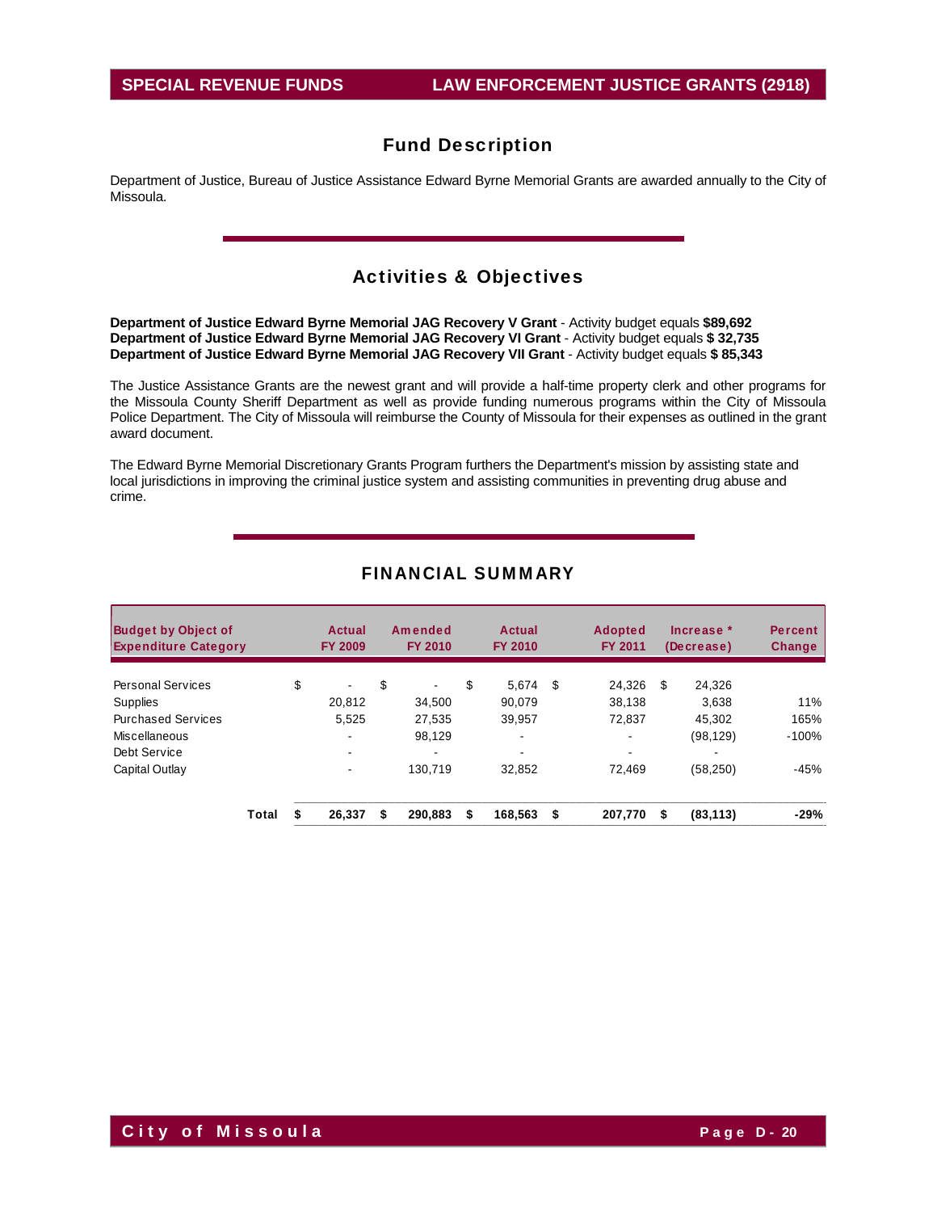# SPECIAL REVENUE FUNDS — LAW ENFORCEMENT JUSTICE GRANTS (2918)

## Fund Description

Department of Justice, Bureau of Justice Assistance Edward Byrne Memorial Grants are awarded annually to the City of Missoula.

## Activities & Objectives

**Department of Justice Edward Byrne Memorial JAG Recovery V Grant** - Activity budget equals **$89,692**
**Department of Justice Edward Byrne Memorial JAG Recovery VI Grant** - Activity budget equals **$ 32,735**
**Department of Justice Edward Byrne Memorial JAG Recovery VII Grant** - Activity budget equals **$ 85,343**

The Justice Assistance Grants are the newest grant and will provide a half-time property clerk and other programs for the Missoula County Sheriff Department as well as provide funding numerous programs within the City of Missoula Police Department. The City of Missoula will reimburse the County of Missoula for their expenses as outlined in the grant award document.

The Edward Byrne Memorial Discretionary Grants Program furthers the Department's mission by assisting state and local jurisdictions in improving the criminal justice system and assisting communities in preventing drug abuse and crime.

## FINANCIAL SUMMARY

| Budget by Object of Expenditure Category | Actual FY 2009 | Amended FY 2010 | Actual FY 2010 | Adopted FY 2011 | Increase * (Decrease) | Percent Change |
|---|---|---|---|---|---|---|
| Personal Services | $ - | $ - | $ 5,674 | $ 24,326 | $ 24,326 | |
| Supplies | 20,812 | 34,500 | 90,079 | 38,138 | 3,638 | 11% |
| Purchased Services | 5,525 | 27,535 | 39,957 | 72,837 | 45,302 | 165% |
| Miscellaneous | - | 98,129 | - | - | (98,129) | -100% |
| Debt Service | - | - | - | - | - | |
| Capital Outlay | - | 130,719 | 32,852 | 72,469 | (58,250) | -45% |
| **Total** | **$ 26,337** | **$ 290,883** | **$ 168,563** | **$ 207,770** | **$ (83,113)** | **-29%** |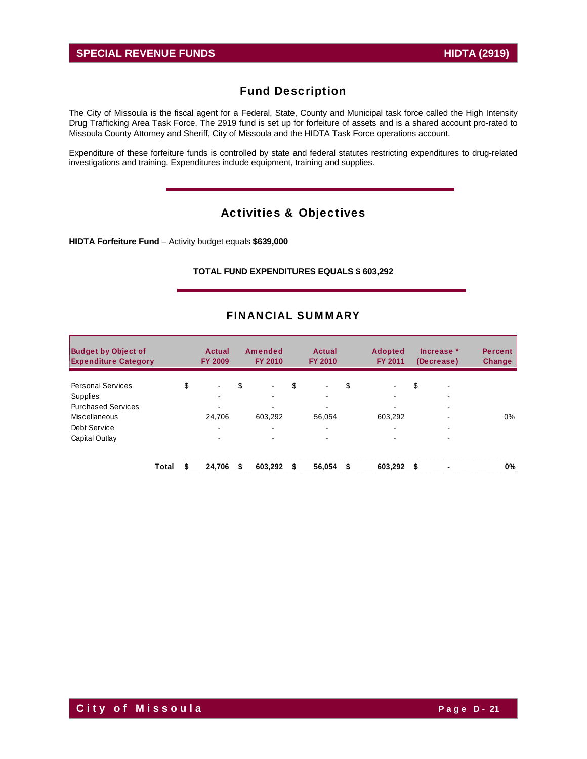## SPECIAL REVENUE FUNDS — HIDTA (2919)

## Fund Description

The City of Missoula is the fiscal agent for a Federal, State, County and Municipal task force called the High Intensity Drug Trafficking Area Task Force. The 2919 fund is set up for forfeiture of assets and is a shared account pro-rated to Missoula County Attorney and Sheriff, City of Missoula and the HIDTA Task Force operations account.

Expenditure of these forfeiture funds is controlled by state and federal statutes restricting expenditures to drug-related investigations and training. Expenditures include equipment, training and supplies.

## Activities & Objectives

**HIDTA Forfeiture Fund** – Activity budget equals **$639,000**

**TOTAL FUND EXPENDITURES EQUALS $ 603,292**

## FINANCIAL SUMMARY

| Budget by Object of Expenditure Category | Actual FY 2009 | Amended FY 2010 | Actual FY 2010 | Adopted FY 2011 | Increase * (Decrease) | Percent Change |
|---|---|---|---|---|---|---|
| Personal Services | $ - | $ - | $ - | $ - | $ - | |
| Supplies | - | - | - | - | - | |
| Purchased Services | - | - | - | - | - | |
| Miscellaneous | 24,706 | 603,292 | 56,054 | 603,292 | - | 0% |
| Debt Service | - | - | - | - | - | |
| Capital Outlay | - | - | - | - | - | |
| **Total** | **$ 24,706** | **$ 603,292** | **$ 56,054** | **$ 603,292** | **$ -** | **0%** |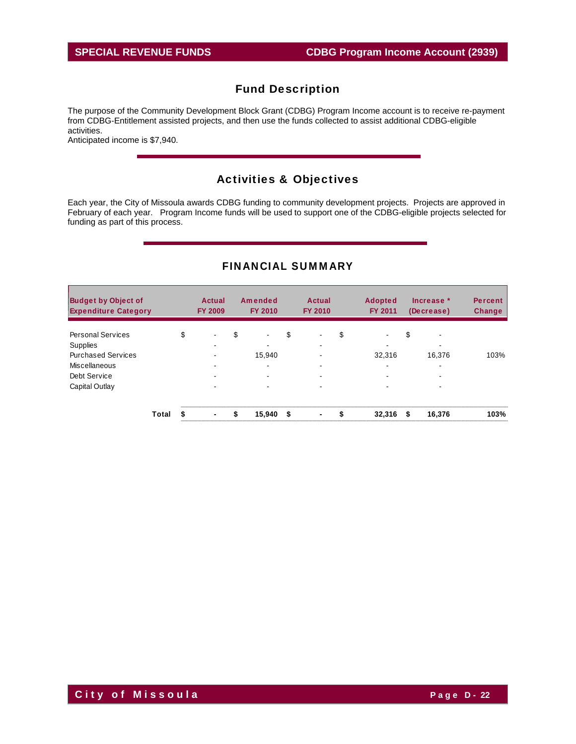# SPECIAL REVENUE FUNDS — CDBG Program Income Account (2939)

## Fund Description

The purpose of the Community Development Block Grant (CDBG) Program Income account is to receive re-payment from CDBG-Entitlement assisted projects, and then use the funds collected to assist additional CDBG-eligible activities.
Anticipated income is $7,940.

## Activities & Objectives

Each year, the City of Missoula awards CDBG funding to community development projects. Projects are approved in February of each year. Program Income funds will be used to support one of the CDBG-eligible projects selected for funding as part of this process.

## FINANCIAL SUMMARY

| Budget by Object of Expenditure Category | Actual FY 2009 | Amended FY 2010 | Actual FY 2010 | Adopted FY 2011 | Increase * (Decrease) | Percent Change |
|---|---|---|---|---|---|---|
| Personal Services | $ - | $ - | $ - | $ - | $ - | |
| Supplies | - | - | - | - | - | |
| Purchased Services | - | 15,940 | - | 32,316 | 16,376 | 103% |
| Miscellaneous | - | - | - | - | - | |
| Debt Service | - | - | - | - | - | |
| Capital Outlay | - | - | - | - | - | |
| **Total** | **$ -** | **$ 15,940** | **$ -** | **$ 32,316** | **$ 16,376** | **103%** |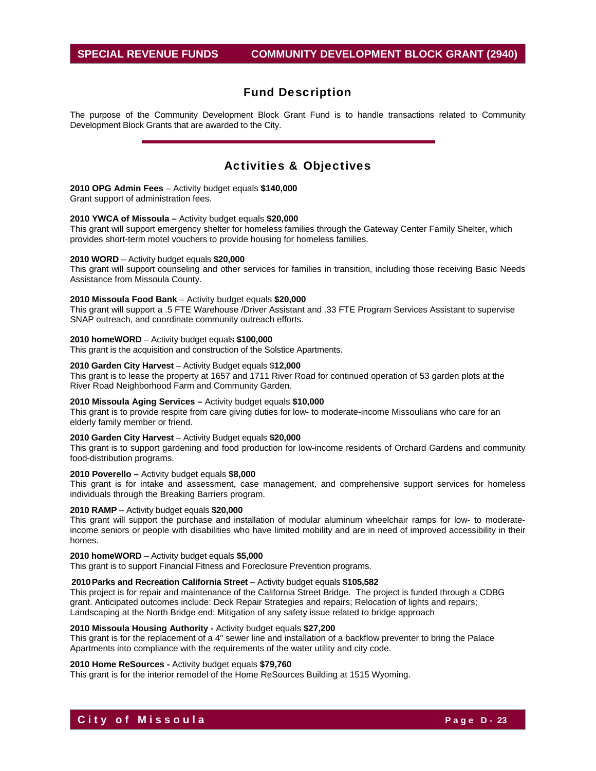## Fund Description

The purpose of the Community Development Block Grant Fund is to handle transactions related to Community Development Block Grants that are awarded to the City.

## Activities & Objectives

**2010 OPG Admin Fees** – Activity budget equals **$140,000**
Grant support of administration fees.

**2010 YWCA of Missoula –** Activity budget equals **$20,000**
This grant will support emergency shelter for homeless families through the Gateway Center Family Shelter, which provides short-term motel vouchers to provide housing for homeless families.

**2010 WORD** – Activity budget equals **$20,000**
This grant will support counseling and other services for families in transition, including those receiving Basic Needs Assistance from Missoula County.

**2010 Missoula Food Bank** – Activity budget equals **$20,000**
This grant will support a .5 FTE Warehouse /Driver Assistant and .33 FTE Program Services Assistant to supervise SNAP outreach, and coordinate community outreach efforts.

**2010 homeWORD** – Activity budget equals **$100,000**
This grant is the acquisition and construction of the Solstice Apartments.

**2010 Garden City Harvest** – Activity Budget equals $**12,000**
This grant is to lease the property at 1657 and 1711 River Road for continued operation of 53 garden plots at the River Road Neighborhood Farm and Community Garden.

**2010 Missoula Aging Services –** Activity budget equals **$10,000**
This grant is to provide respite from care giving duties for low- to moderate-income Missoulians who care for an elderly family member or friend.

**2010 Garden City Harvest** – Activity Budget equals **$20,000**
This grant is to support gardening and food production for low-income residents of Orchard Gardens and community food-distribution programs.

**2010 Poverello –** Activity budget equals **$8,000**
This grant is for intake and assessment, case management, and comprehensive support services for homeless individuals through the Breaking Barriers program.

**2010 RAMP** – Activity budget equals **$20,000**
This grant will support the purchase and installation of modular aluminum wheelchair ramps for low- to moderate-income seniors or people with disabilities who have limited mobility and are in need of improved accessibility in their homes.

**2010 homeWORD** – Activity budget equals **$5,000**
This grant is to support Financial Fitness and Foreclosure Prevention programs.

**2010 Parks and Recreation California Street** – Activity budget equals **$105,582**
This project is for repair and maintenance of the California Street Bridge. The project is funded through a CDBG grant. Anticipated outcomes include: Deck Repair Strategies and repairs; Relocation of lights and repairs; Landscaping at the North Bridge end; Mitigation of any safety issue related to bridge approach

**2010 Missoula Housing Authority -** Activity budget equals **$27,200**
This grant is for the replacement of a 4" sewer line and installation of a backflow preventer to bring the Palace Apartments into compliance with the requirements of the water utility and city code.

**2010 Home ReSources -** Activity budget equals **$79,760**
This grant is for the interior remodel of the Home ReSources Building at 1515 Wyoming.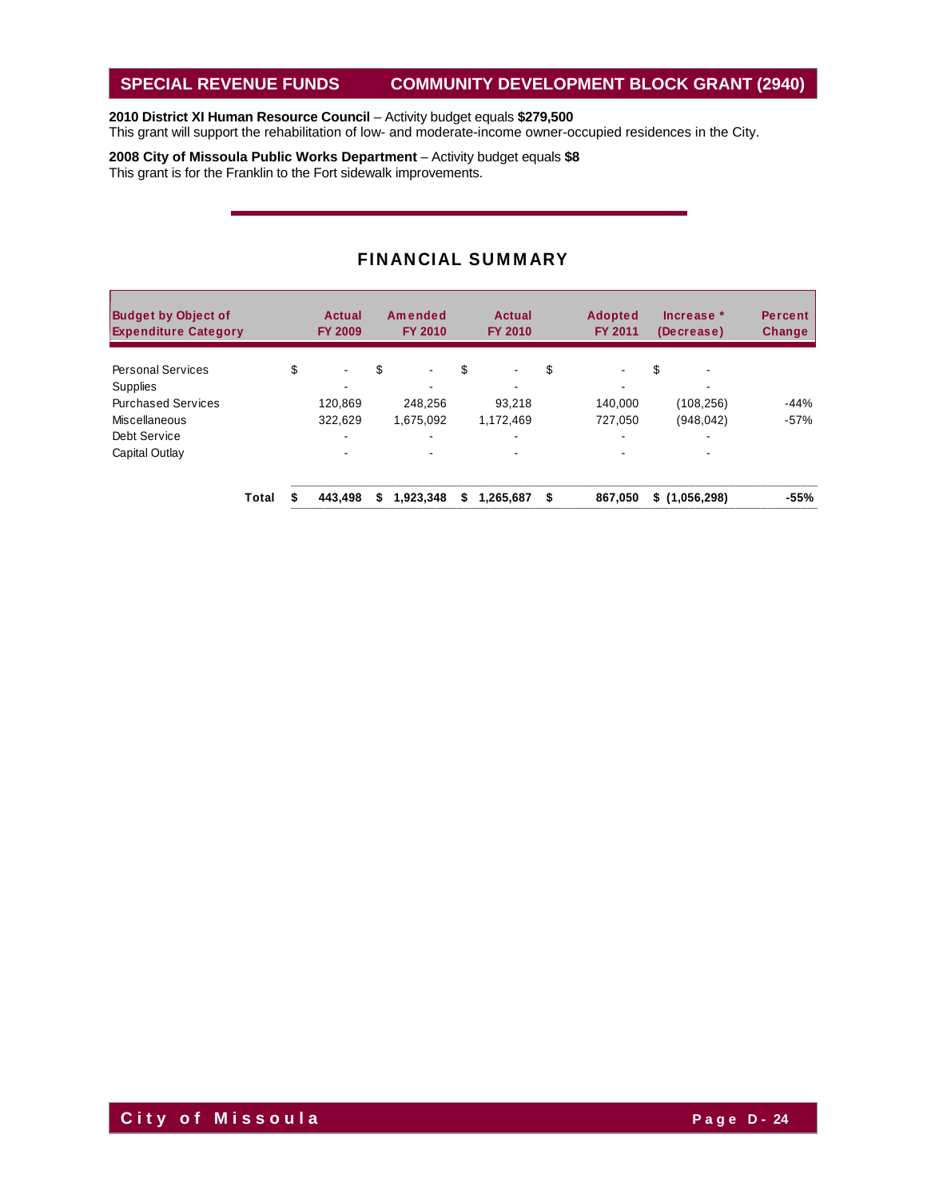**2010 District XI Human Resource Council** – Activity budget equals **$279,500**
This grant will support the rehabilitation of low- and moderate-income owner-occupied residences in the City.

**2008 City of Missoula Public Works Department** – Activity budget equals **$8**
This grant is for the Franklin to the Fort sidewalk improvements.

## FINANCIAL SUMMARY

| Budget by Object of Expenditure Category | Actual FY 2009 | Amended FY 2010 | Actual FY 2010 | Adopted FY 2011 | Increase * (Decrease) | Percent Change |
|---|---|---|---|---|---|---|
| Personal Services | $ - | $ - | $ - | $ - | $ - | |
| Supplies | - | - | - | - | - | |
| Purchased Services | 120,869 | 248,256 | 93,218 | 140,000 | (108,256) | -44% |
| Miscellaneous | 322,629 | 1,675,092 | 1,172,469 | 727,050 | (948,042) | -57% |
| Debt Service | - | - | - | - | - | |
| Capital Outlay | - | - | - | - | - | |
| **Total** | **$ 443,498** | **$ 1,923,348** | **$ 1,265,687** | **$ 867,050** | **$ (1,056,298)** | **-55%** |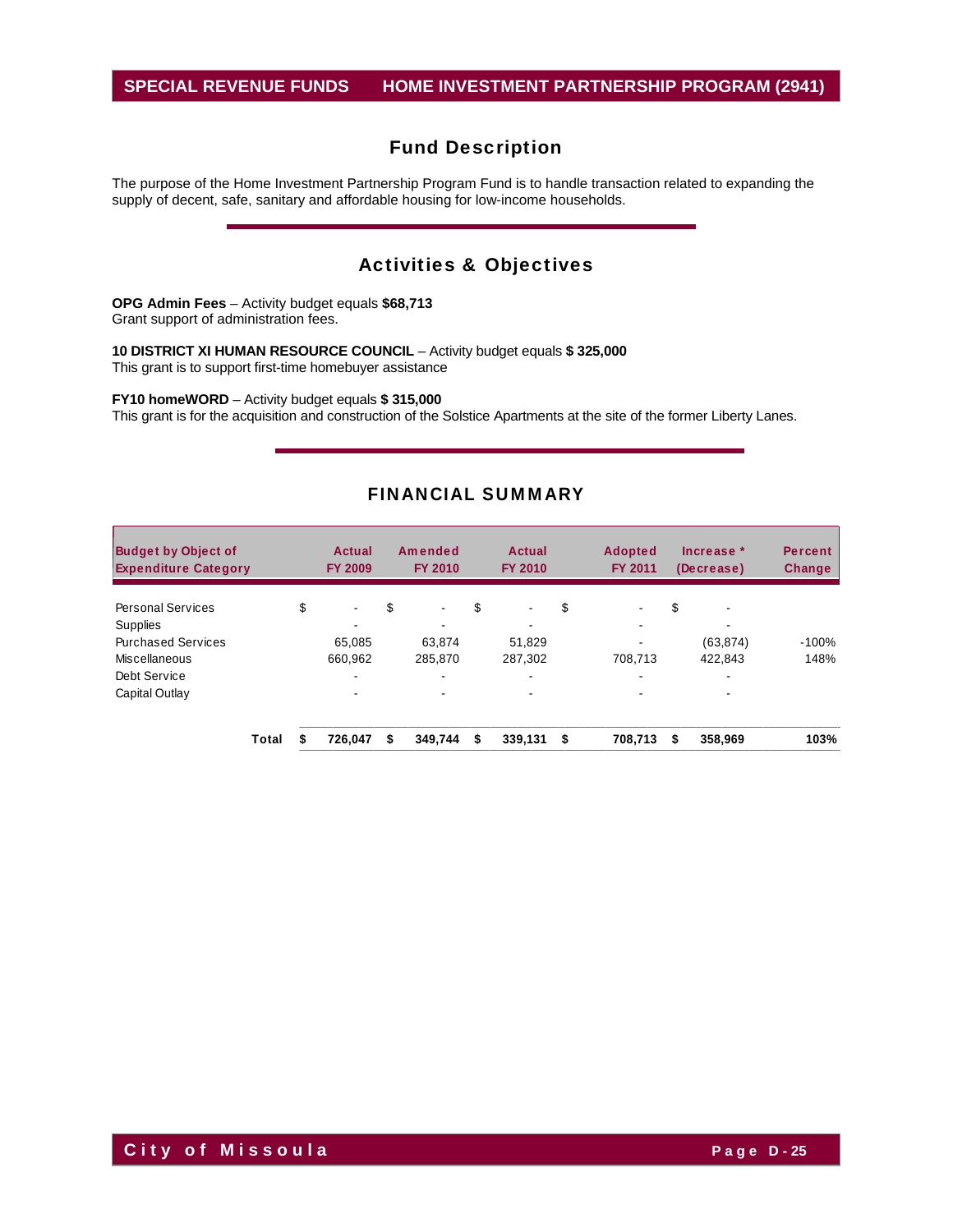# SPECIAL REVENUE FUNDS — HOME INVESTMENT PARTNERSHIP PROGRAM (2941)

## Fund Description

The purpose of the Home Investment Partnership Program Fund is to handle transaction related to expanding the supply of decent, safe, sanitary and affordable housing for low-income households.

## Activities & Objectives

**OPG Admin Fees** – Activity budget equals **$68,713**
Grant support of administration fees.

**10 DISTRICT XI HUMAN RESOURCE COUNCIL** – Activity budget equals **$ 325,000**
This grant is to support first-time homebuyer assistance

**FY10 homeWORD** – Activity budget equals **$ 315,000**
This grant is for the acquisition and construction of the Solstice Apartments at the site of the former Liberty Lanes.

## FINANCIAL SUMMARY

| Budget by Object of Expenditure Category | Actual FY 2009 | Amended FY 2010 | Actual FY 2010 | Adopted FY 2011 | Increase * (Decrease) | Percent Change |
|---|---|---|---|---|---|---|
| Personal Services | $ - | $ - | $ - | $ - | $ - | |
| Supplies | - | - | - | - | - | |
| Purchased Services | 65,085 | 63,874 | 51,829 | - | (63,874) | -100% |
| Miscellaneous | 660,962 | 285,870 | 287,302 | 708,713 | 422,843 | 148% |
| Debt Service | - | - | - | - | - | |
| Capital Outlay | - | - | - | - | - | |
| **Total** | **$ 726,047** | **$ 349,744** | **$ 339,131** | **$ 708,713** | **$ 358,969** | **103%** |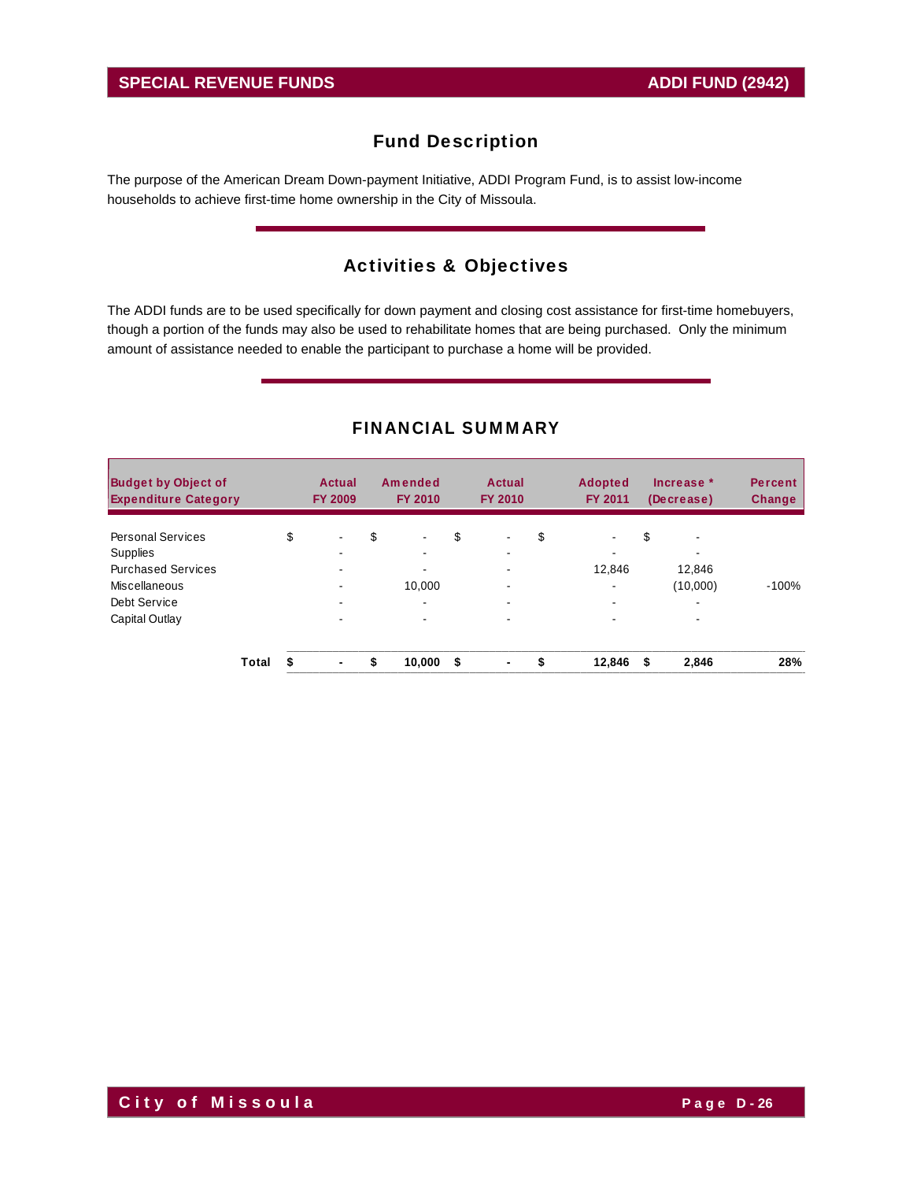SPECIAL REVENUE FUNDS | ADDI FUND (2942)

## Fund Description

The purpose of the American Dream Down-payment Initiative, ADDI Program Fund, is to assist low-income households to achieve first-time home ownership in the City of Missoula.

## Activities & Objectives

The ADDI funds are to be used specifically for down payment and closing cost assistance for first-time homebuyers, though a portion of the funds may also be used to rehabilitate homes that are being purchased. Only the minimum amount of assistance needed to enable the participant to purchase a home will be provided.

## FINANCIAL SUMMARY

| Budget by Object of Expenditure Category | Actual FY 2009 | Amended FY 2010 | Actual FY 2010 | Adopted FY 2011 | Increase * (Decrease) | Percent Change |
|---|---|---|---|---|---|---|
| Personal Services | $ - | $ - | $ - | $ - | $ - | |
| Supplies | - | - | - | - | - | |
| Purchased Services | - | - | - | 12,846 | 12,846 | |
| Miscellaneous | - | 10,000 | - | - | (10,000) | -100% |
| Debt Service | - | - | - | - | - | |
| Capital Outlay | - | - | - | - | - | |
| **Total** | **$ -** | **$ 10,000** | **$ -** | **$ 12,846** | **$ 2,846** | **28%** |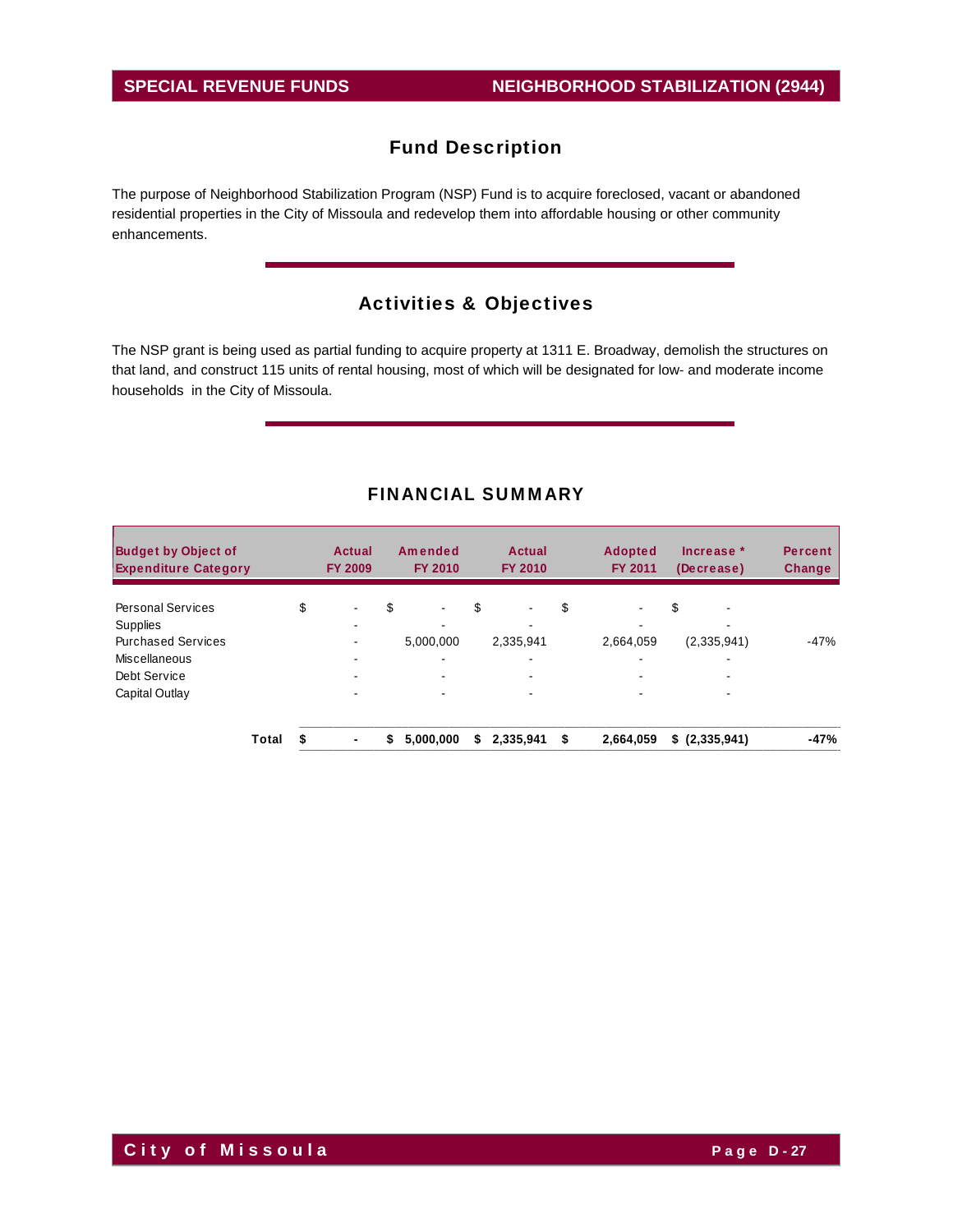SPECIAL REVENUE FUNDS — NEIGHBORHOOD STABILIZATION (2944)

## Fund Description

The purpose of Neighborhood Stabilization Program (NSP) Fund is to acquire foreclosed, vacant or abandoned residential properties in the City of Missoula and redevelop them into affordable housing or other community enhancements.

## Activities & Objectives

The NSP grant is being used as partial funding to acquire property at 1311 E. Broadway, demolish the structures on that land, and construct 115 units of rental housing, most of which will be designated for low- and moderate income households in the City of Missoula.

## FINANCIAL SUMMARY

| Budget by Object of Expenditure Category | Actual FY 2009 | Amended FY 2010 | Actual FY 2010 | Adopted FY 2011 | Increase * (Decrease) | Percent Change |
|---|---|---|---|---|---|---|
| Personal Services | $ - | $ - | $ - | $ - | $ - | |
| Supplies | - | - | - | - | - | |
| Purchased Services | - | 5,000,000 | 2,335,941 | 2,664,059 | (2,335,941) | -47% |
| Miscellaneous | - | - | - | - | - | |
| Debt Service | - | - | - | - | - | |
| Capital Outlay | - | - | - | - | - | |
| **Total** | **$ -** | **$ 5,000,000** | **$ 2,335,941** | **$ 2,664,059** | **$ (2,335,941)** | **-47%** |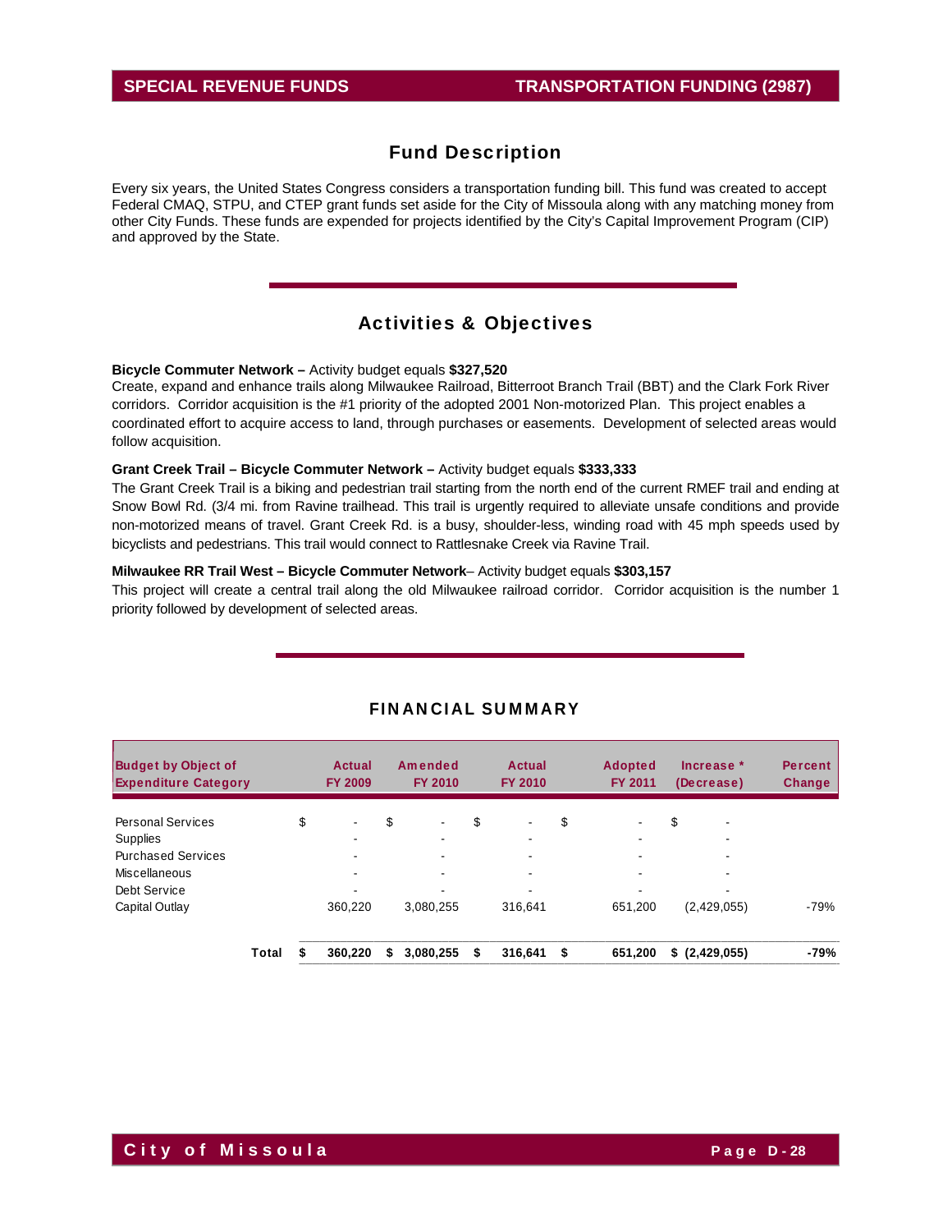## SPECIAL REVENUE FUNDS — TRANSPORTATION FUNDING (2987)

## Fund Description

Every six years, the United States Congress considers a transportation funding bill. This fund was created to accept Federal CMAQ, STPU, and CTEP grant funds set aside for the City of Missoula along with any matching money from other City Funds. These funds are expended for projects identified by the City's Capital Improvement Program (CIP) and approved by the State.

## Activities & Objectives

**Bicycle Commuter Network –** Activity budget equals **$327,520**
Create, expand and enhance trails along Milwaukee Railroad, Bitterroot Branch Trail (BBT) and the Clark Fork River corridors. Corridor acquisition is the #1 priority of the adopted 2001 Non-motorized Plan. This project enables a coordinated effort to acquire access to land, through purchases or easements. Development of selected areas would follow acquisition.

**Grant Creek Trail – Bicycle Commuter Network –** Activity budget equals **$333,333**
The Grant Creek Trail is a biking and pedestrian trail starting from the north end of the current RMEF trail and ending at Snow Bowl Rd. (3/4 mi. from Ravine trailhead. This trail is urgently required to alleviate unsafe conditions and provide non-motorized means of travel. Grant Creek Rd. is a busy, shoulder-less, winding road with 45 mph speeds used by bicyclists and pedestrians. This trail would connect to Rattlesnake Creek via Ravine Trail.

**Milwaukee RR Trail West – Bicycle Commuter Network**– Activity budget equals **$303,157**
This project will create a central trail along the old Milwaukee railroad corridor. Corridor acquisition is the number 1 priority followed by development of selected areas.

## FINANCIAL SUMMARY

| Budget by Object of Expenditure Category | Actual FY 2009 | Amended FY 2010 | Actual FY 2010 | Adopted FY 2011 | Increase * (Decrease) | Percent Change |
|---|---|---|---|---|---|---|
| Personal Services | $ - | $ - | $ - | $ - | $ - | |
| Supplies | - | - | - | - | - | |
| Purchased Services | - | - | - | - | - | |
| Miscellaneous | - | - | - | - | - | |
| Debt Service | - | - | - | - | - | |
| Capital Outlay | 360,220 | 3,080,255 | 316,641 | 651,200 | (2,429,055) | -79% |
| **Total** | **$ 360,220** | **$ 3,080,255** | **$ 316,641** | **$ 651,200** | **$ (2,429,055)** | **-79%** |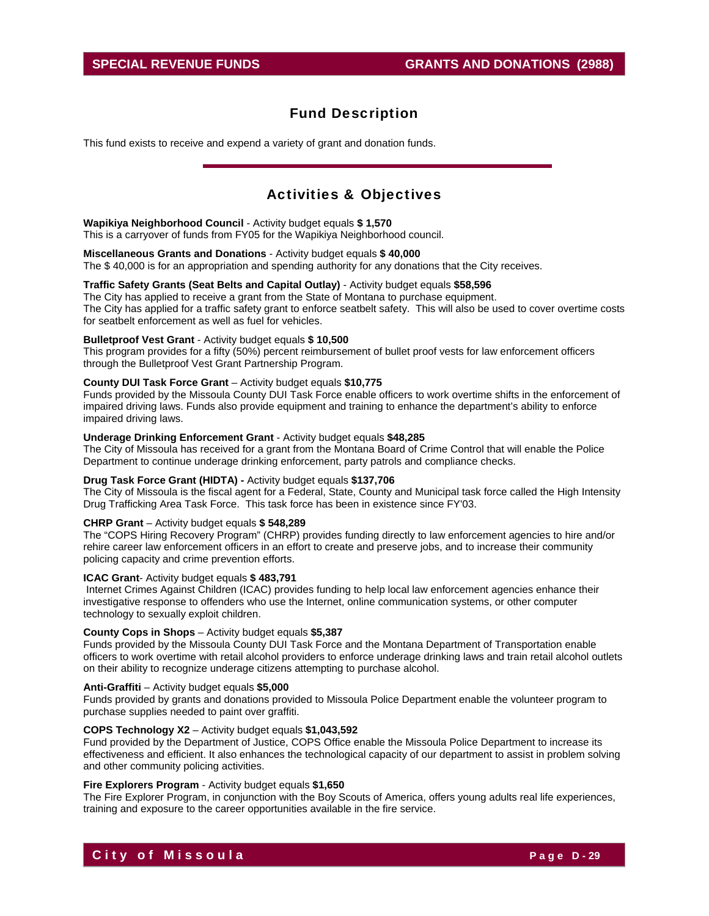## SPECIAL REVENUE FUNDS — GRANTS AND DONATIONS (2988)

## Fund Description

This fund exists to receive and expend a variety of grant and donation funds.

## Activities & Objectives

**Wapikiya Neighborhood Council** - Activity budget equals **$ 1,570**
This is a carryover of funds from FY05 for the Wapikiya Neighborhood council.

**Miscellaneous Grants and Donations** - Activity budget equals **$ 40,000**
The $ 40,000 is for an appropriation and spending authority for any donations that the City receives.

**Traffic Safety Grants (Seat Belts and Capital Outlay)** - Activity budget equals **$58,596**
The City has applied to receive a grant from the State of Montana to purchase equipment.
The City has applied for a traffic safety grant to enforce seatbelt safety. This will also be used to cover overtime costs for seatbelt enforcement as well as fuel for vehicles.

**Bulletproof Vest Grant** - Activity budget equals **$ 10,500**
This program provides for a fifty (50%) percent reimbursement of bullet proof vests for law enforcement officers through the Bulletproof Vest Grant Partnership Program.

**County DUI Task Force Grant** – Activity budget equals **$10,775**
Funds provided by the Missoula County DUI Task Force enable officers to work overtime shifts in the enforcement of impaired driving laws. Funds also provide equipment and training to enhance the department's ability to enforce impaired driving laws.

**Underage Drinking Enforcement Grant** - Activity budget equals **$48,285**
The City of Missoula has received for a grant from the Montana Board of Crime Control that will enable the Police Department to continue underage drinking enforcement, party patrols and compliance checks.

**Drug Task Force Grant (HIDTA) -** Activity budget equals **$137,706**
The City of Missoula is the fiscal agent for a Federal, State, County and Municipal task force called the High Intensity Drug Trafficking Area Task Force. This task force has been in existence since FY'03.

**CHRP Grant** – Activity budget equals **$ 548,289**
The "COPS Hiring Recovery Program" (CHRP) provides funding directly to law enforcement agencies to hire and/or rehire career law enforcement officers in an effort to create and preserve jobs, and to increase their community policing capacity and crime prevention efforts.

**ICAC Grant**- Activity budget equals **$ 483,791**
Internet Crimes Against Children (ICAC) provides funding to help local law enforcement agencies enhance their investigative response to offenders who use the Internet, online communication systems, or other computer technology to sexually exploit children.

**County Cops in Shops** – Activity budget equals **$5,387**
Funds provided by the Missoula County DUI Task Force and the Montana Department of Transportation enable officers to work overtime with retail alcohol providers to enforce underage drinking laws and train retail alcohol outlets on their ability to recognize underage citizens attempting to purchase alcohol.

**Anti-Graffiti** – Activity budget equals **$5,000**
Funds provided by grants and donations provided to Missoula Police Department enable the volunteer program to purchase supplies needed to paint over graffiti.

**COPS Technology X2** – Activity budget equals **$1,043,592**
Fund provided by the Department of Justice, COPS Office enable the Missoula Police Department to increase its effectiveness and efficient. It also enhances the technological capacity of our department to assist in problem solving and other community policing activities.

**Fire Explorers Program** - Activity budget equals **$1,650**
The Fire Explorer Program, in conjunction with the Boy Scouts of America, offers young adults real life experiences, training and exposure to the career opportunities available in the fire service.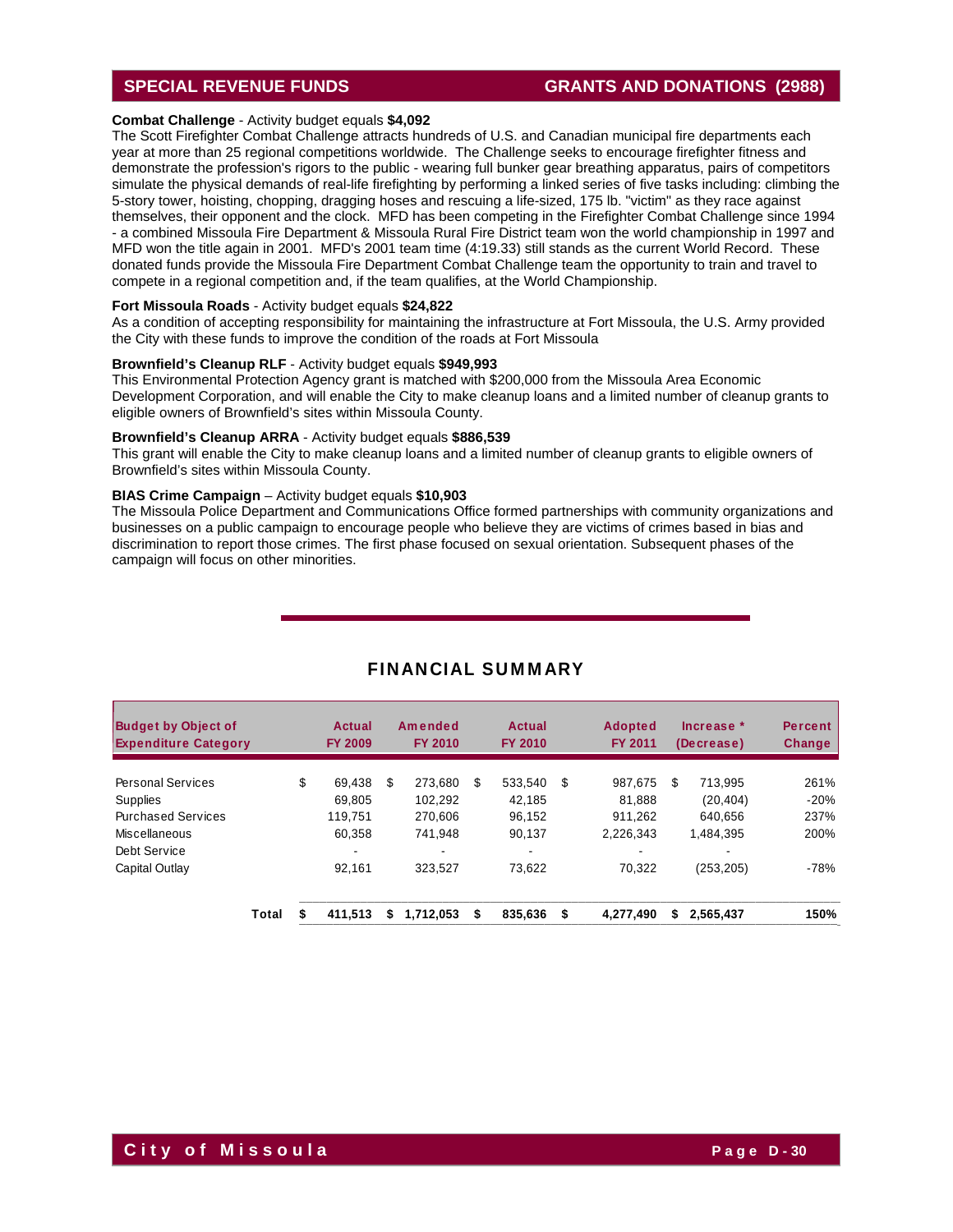## SPECIAL REVENUE FUNDS — GRANTS AND DONATIONS (2988)

**Combat Challenge** - Activity budget equals **$4,092**

The Scott Firefighter Combat Challenge attracts hundreds of U.S. and Canadian municipal fire departments each year at more than 25 regional competitions worldwide. The Challenge seeks to encourage firefighter fitness and demonstrate the profession's rigors to the public - wearing full bunker gear breathing apparatus, pairs of competitors simulate the physical demands of real-life firefighting by performing a linked series of five tasks including: climbing the 5-story tower, hoisting, chopping, dragging hoses and rescuing a life-sized, 175 lb. "victim" as they race against themselves, their opponent and the clock. MFD has been competing in the Firefighter Combat Challenge since 1994 - a combined Missoula Fire Department & Missoula Rural Fire District team won the world championship in 1997 and MFD won the title again in 2001. MFD's 2001 team time (4:19.33) still stands as the current World Record. These donated funds provide the Missoula Fire Department Combat Challenge team the opportunity to train and travel to compete in a regional competition and, if the team qualifies, at the World Championship.

**Fort Missoula Roads** - Activity budget equals **$24,822**

As a condition of accepting responsibility for maintaining the infrastructure at Fort Missoula, the U.S. Army provided the City with these funds to improve the condition of the roads at Fort Missoula

**Brownfield's Cleanup RLF** - Activity budget equals **$949,993**

This Environmental Protection Agency grant is matched with $200,000 from the Missoula Area Economic Development Corporation, and will enable the City to make cleanup loans and a limited number of cleanup grants to eligible owners of Brownfield's sites within Missoula County.

**Brownfield's Cleanup ARRA** - Activity budget equals **$886,539**

This grant will enable the City to make cleanup loans and a limited number of cleanup grants to eligible owners of Brownfield's sites within Missoula County.

**BIAS Crime Campaign** – Activity budget equals **$10,903**

The Missoula Police Department and Communications Office formed partnerships with community organizations and businesses on a public campaign to encourage people who believe they are victims of crimes based in bias and discrimination to report those crimes. The first phase focused on sexual orientation. Subsequent phases of the campaign will focus on other minorities.

## FINANCIAL SUMMARY

| Budget by Object of Expenditure Category | Actual FY 2009 | Amended FY 2010 | Actual FY 2010 | Adopted FY 2011 | Increase * (Decrease) | Percent Change |
|---|---|---|---|---|---|---|
| Personal Services | $ 69,438 | $ 273,680 | $ 533,540 | $ 987,675 | $ 713,995 | 261% |
| Supplies | 69,805 | 102,292 | 42,185 | 81,888 | (20,404) | -20% |
| Purchased Services | 119,751 | 270,606 | 96,152 | 911,262 | 640,656 | 237% |
| Miscellaneous | 60,358 | 741,948 | 90,137 | 2,226,343 | 1,484,395 | 200% |
| Debt Service | - | - | - | - | - | |
| Capital Outlay | 92,161 | 323,527 | 73,622 | 70,322 | (253,205) | -78% |
| **Total** | **$ 411,513** | **$ 1,712,053** | **$ 835,636** | **$ 4,277,490** | **$ 2,565,437** | **150%** |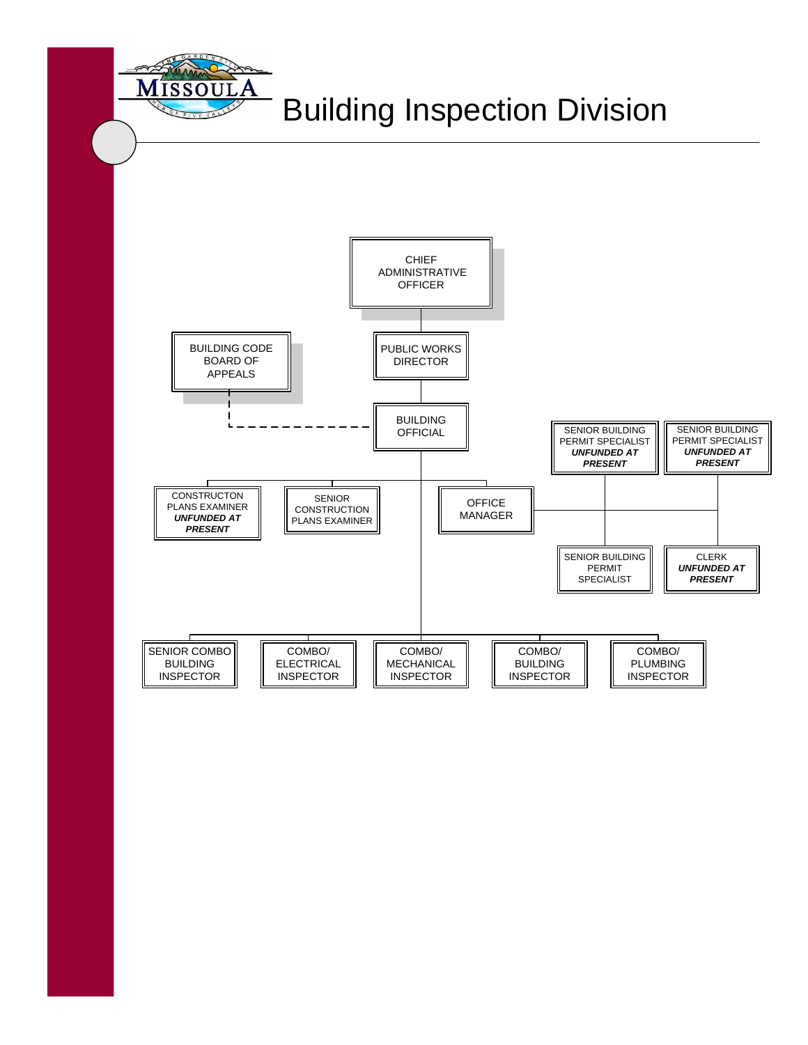# Building Inspection Division

- CHIEF ADMINISTRATIVE OFFICER
  - PUBLIC WORKS DIRECTOR
    - BUILDING OFFICIAL (dashed line to BUILDING CODE BOARD OF APPEALS)
      - CONSTRUCTON PLANS EXAMINER ***UNFUNDED AT PRESENT***
      - SENIOR CONSTRUCTION PLANS EXAMINER
      - OFFICE MANAGER
        - SENIOR BUILDING PERMIT SPECIALIST ***UNFUNDED AT PRESENT***
        - SENIOR BUILDING PERMIT SPECIALIST ***UNFUNDED AT PRESENT***
        - SENIOR BUILDING PERMIT SPECIALIST
        - CLERK ***UNFUNDED AT PRESENT***
      - SENIOR COMBO BUILDING INSPECTOR
      - COMBO/ ELECTRICAL INSPECTOR
      - COMBO/ MECHANICAL INSPECTOR
      - COMBO/ BUILDING INSPECTOR
      - COMBO/ PLUMBING INSPECTOR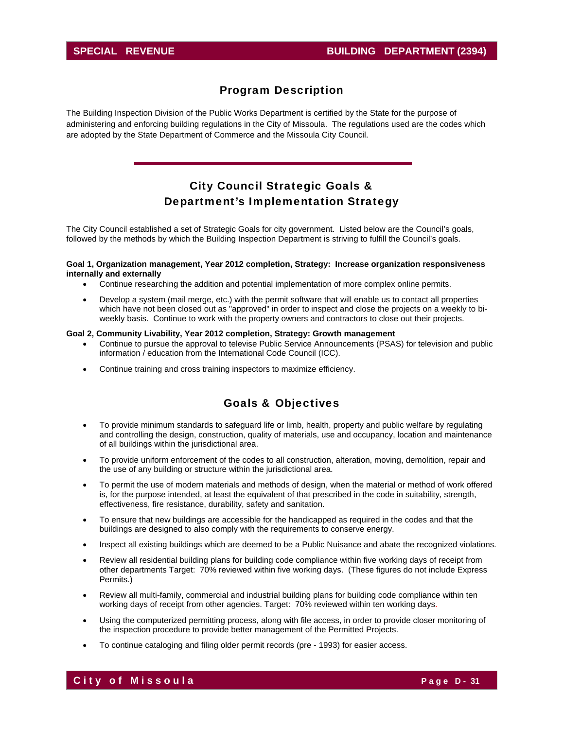## Program Description

The Building Inspection Division of the Public Works Department is certified by the State for the purpose of administering and enforcing building regulations in the City of Missoula. The regulations used are the codes which are adopted by the State Department of Commerce and the Missoula City Council.

## City Council Strategic Goals & Department's Implementation Strategy

The City Council established a set of Strategic Goals for city government. Listed below are the Council's goals, followed by the methods by which the Building Inspection Department is striving to fulfill the Council's goals.

**Goal 1, Organization management, Year 2012 completion, Strategy: Increase organization responsiveness internally and externally**

- Continue researching the addition and potential implementation of more complex online permits.
- Develop a system (mail merge, etc.) with the permit software that will enable us to contact all properties which have not been closed out as "approved" in order to inspect and close the projects on a weekly to bi-weekly basis. Continue to work with the property owners and contractors to close out their projects.

**Goal 2, Community Livability, Year 2012 completion, Strategy: Growth management**

- Continue to pursue the approval to televise Public Service Announcements (PSAS) for television and public information / education from the International Code Council (ICC).
- Continue training and cross training inspectors to maximize efficiency.

## Goals & Objectives

- To provide minimum standards to safeguard life or limb, health, property and public welfare by regulating and controlling the design, construction, quality of materials, use and occupancy, location and maintenance of all buildings within the jurisdictional area.
- To provide uniform enforcement of the codes to all construction, alteration, moving, demolition, repair and the use of any building or structure within the jurisdictional area.
- To permit the use of modern materials and methods of design, when the material or method of work offered is, for the purpose intended, at least the equivalent of that prescribed in the code in suitability, strength, effectiveness, fire resistance, durability, safety and sanitation.
- To ensure that new buildings are accessible for the handicapped as required in the codes and that the buildings are designed to also comply with the requirements to conserve energy.
- Inspect all existing buildings which are deemed to be a Public Nuisance and abate the recognized violations.
- Review all residential building plans for building code compliance within five working days of receipt from other departments Target: 70% reviewed within five working days. (These figures do not include Express Permits.)
- Review all multi-family, commercial and industrial building plans for building code compliance within ten working days of receipt from other agencies. Target: 70% reviewed within ten working days.
- Using the computerized permitting process, along with file access, in order to provide closer monitoring of the inspection procedure to provide better management of the Permitted Projects.
- To continue cataloging and filing older permit records (pre - 1993) for easier access.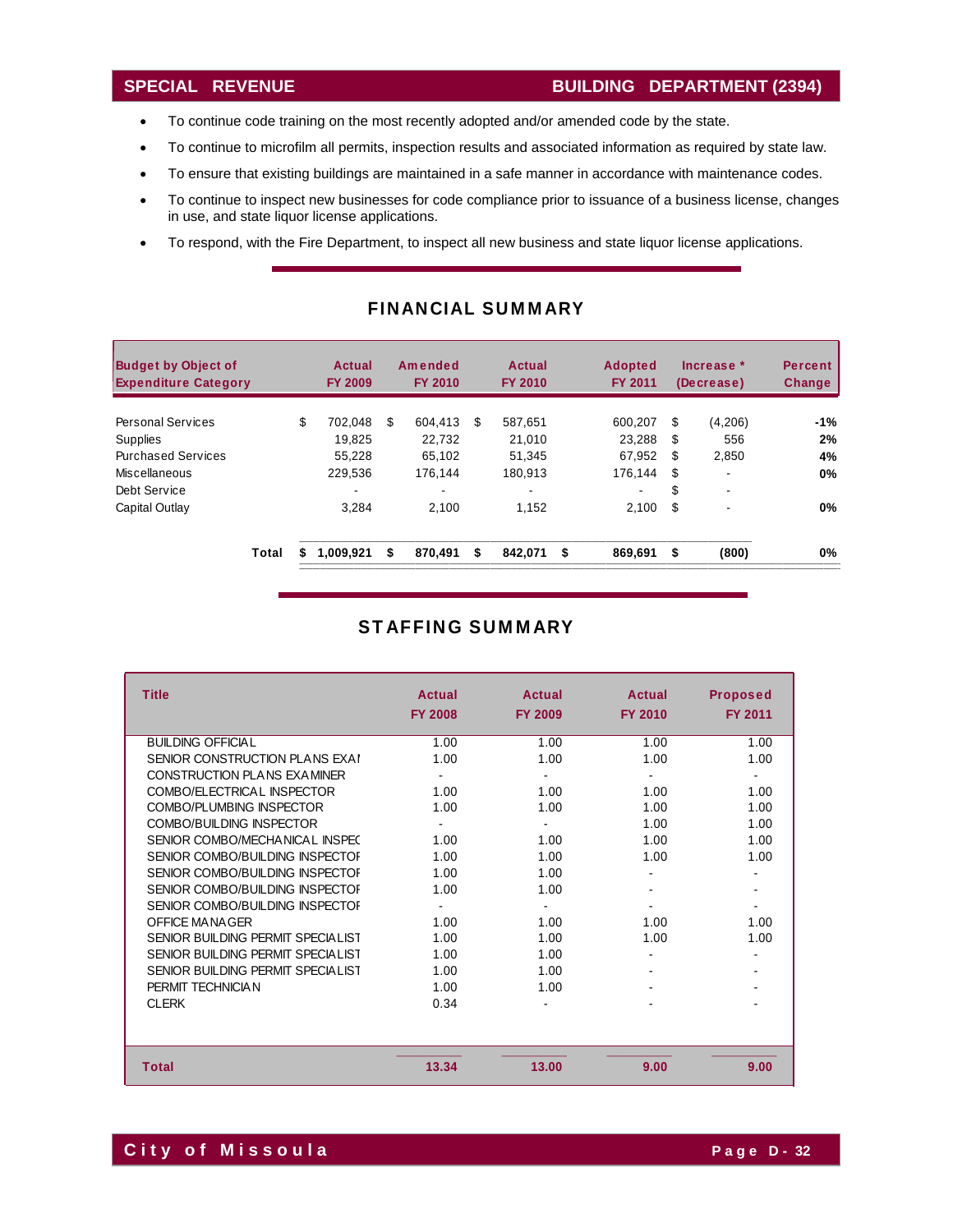## SPECIAL REVENUE — BUILDING DEPARTMENT (2394)

- To continue code training on the most recently adopted and/or amended code by the state.
- To continue to microfilm all permits, inspection results and associated information as required by state law.
- To ensure that existing buildings are maintained in a safe manner in accordance with maintenance codes.
- To continue to inspect new businesses for code compliance prior to issuance of a business license, changes in use, and state liquor license applications.
- To respond, with the Fire Department, to inspect all new business and state liquor license applications.

## FINANCIAL SUMMARY

| Budget by Object of Expenditure Category | Actual FY 2009 | Amended FY 2010 | Actual FY 2010 | Adopted FY 2011 | Increase * (Decrease) | Percent Change |
|---|---|---|---|---|---|---|
| Personal Services | $ 702,048 | $ 604,413 | $ 587,651 | 600,207 | $ (4,206) | -1% |
| Supplies | 19,825 | 22,732 | 21,010 | 23,288 | $ 556 | 2% |
| Purchased Services | 55,228 | 65,102 | 51,345 | 67,952 | $ 2,850 | 4% |
| Miscellaneous | 229,536 | 176,144 | 180,913 | 176,144 | $ - | 0% |
| Debt Service | - | - | - | - | $ - | |
| Capital Outlay | 3,284 | 2,100 | 1,152 | 2,100 | $ - | 0% |
| **Total** | **$ 1,009,921** | **$ 870,491** | **$ 842,071** | **$ 869,691** | **$ (800)** | **0%** |

## STAFFING SUMMARY

| Title | Actual FY 2008 | Actual FY 2009 | Actual FY 2010 | Proposed FY 2011 |
|---|---|---|---|---|
| BUILDING OFFICIAL | 1.00 | 1.00 | 1.00 | 1.00 |
| SENIOR CONSTRUCTION PLANS EXAI | 1.00 | 1.00 | 1.00 | 1.00 |
| CONSTRUCTION PLANS EXAMINER | - | - | - | - |
| COMBO/ELECTRICAL INSPECTOR | 1.00 | 1.00 | 1.00 | 1.00 |
| COMBO/PLUMBING INSPECTOR | 1.00 | 1.00 | 1.00 | 1.00 |
| COMBO/BUILDING INSPECTOR | - | - | 1.00 | 1.00 |
| SENIOR COMBO/MECHANICAL INSPEC | 1.00 | 1.00 | 1.00 | 1.00 |
| SENIOR COMBO/BUILDING INSPECTOI | 1.00 | 1.00 | 1.00 | 1.00 |
| SENIOR COMBO/BUILDING INSPECTOI | 1.00 | 1.00 | - | - |
| SENIOR COMBO/BUILDING INSPECTOI | 1.00 | 1.00 | - | - |
| SENIOR COMBO/BUILDING INSPECTOI | - | - | - | - |
| OFFICE MANAGER | 1.00 | 1.00 | 1.00 | 1.00 |
| SENIOR BUILDING PERMIT SPECIALIST | 1.00 | 1.00 | 1.00 | 1.00 |
| SENIOR BUILDING PERMIT SPECIALIST | 1.00 | 1.00 | - | - |
| SENIOR BUILDING PERMIT SPECIALIST | 1.00 | 1.00 | - | - |
| PERMIT TECHNICIAN | 1.00 | 1.00 | - | - |
| CLERK | 0.34 | - | - | - |
| **Total** | **13.34** | **13.00** | **9.00** | **9.00** |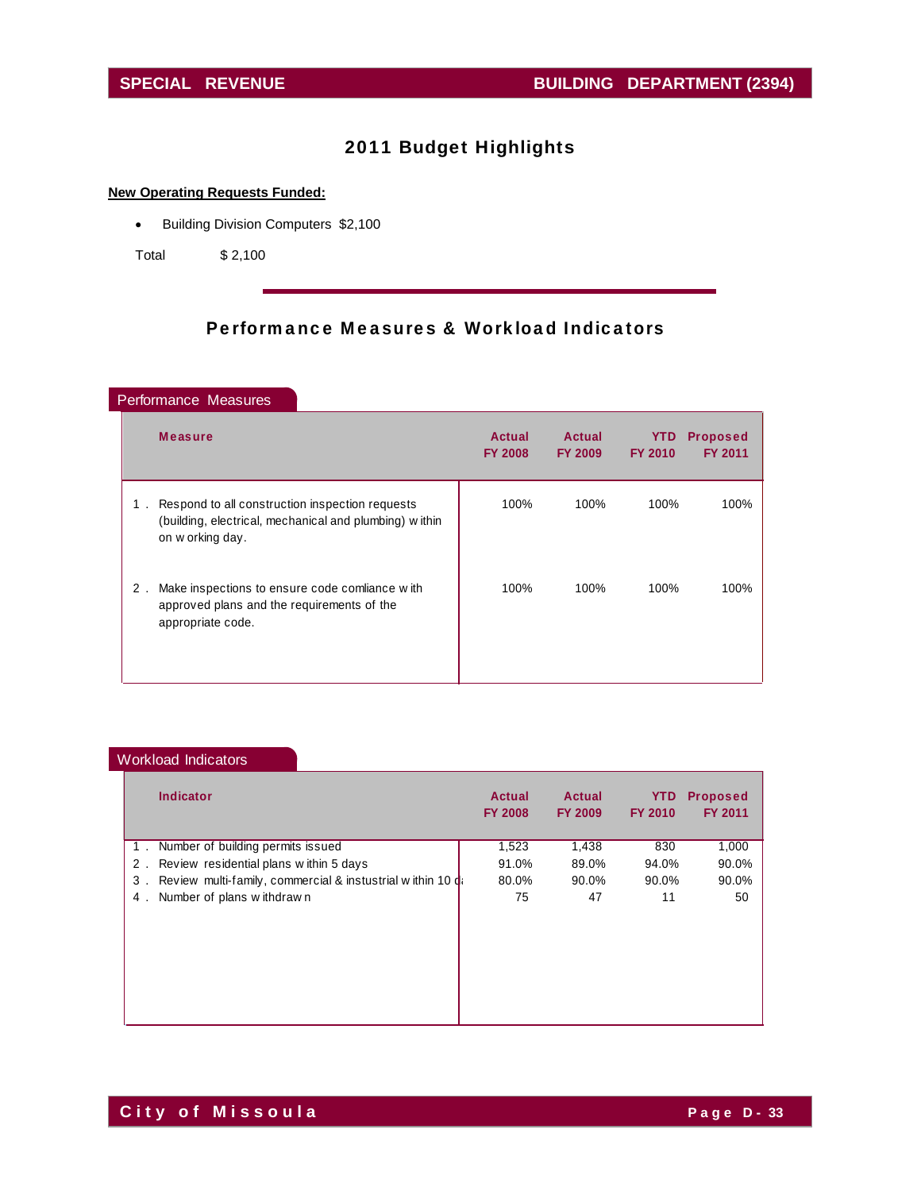## SPECIAL REVENUE — BUILDING DEPARTMENT (2394)

# 2011 Budget Highlights

**New Operating Requests Funded:**

- Building Division Computers $2,100

Total $ 2,100

## Performance Measures & Workload Indicators

### Performance Measures

| | Measure | Actual FY 2008 | Actual FY 2009 | YTD FY 2010 | Proposed FY 2011 |
|---|---|---|---|---|---|
| 1. | Respond to all construction inspection requests (building, electrical, mechanical and plumbing) within on working day. | 100% | 100% | 100% | 100% |
| 2. | Make inspections to ensure code comliance with approved plans and the requirements of the appropriate code. | 100% | 100% | 100% | 100% |

### Workload Indicators

| | Indicator | Actual FY 2008 | Actual FY 2009 | YTD FY 2010 | Proposed FY 2011 |
|---|---|---|---|---|---|
| 1. | Number of building permits issued | 1,523 | 1,438 | 830 | 1,000 |
| 2. | Review residential plans within 5 days | 91.0% | 89.0% | 94.0% | 90.0% |
| 3. | Review multi-family, commercial & instustrial within 10 d | 80.0% | 90.0% | 90.0% | 90.0% |
| 4. | Number of plans withdrawn | 75 | 47 | 11 | 50 |